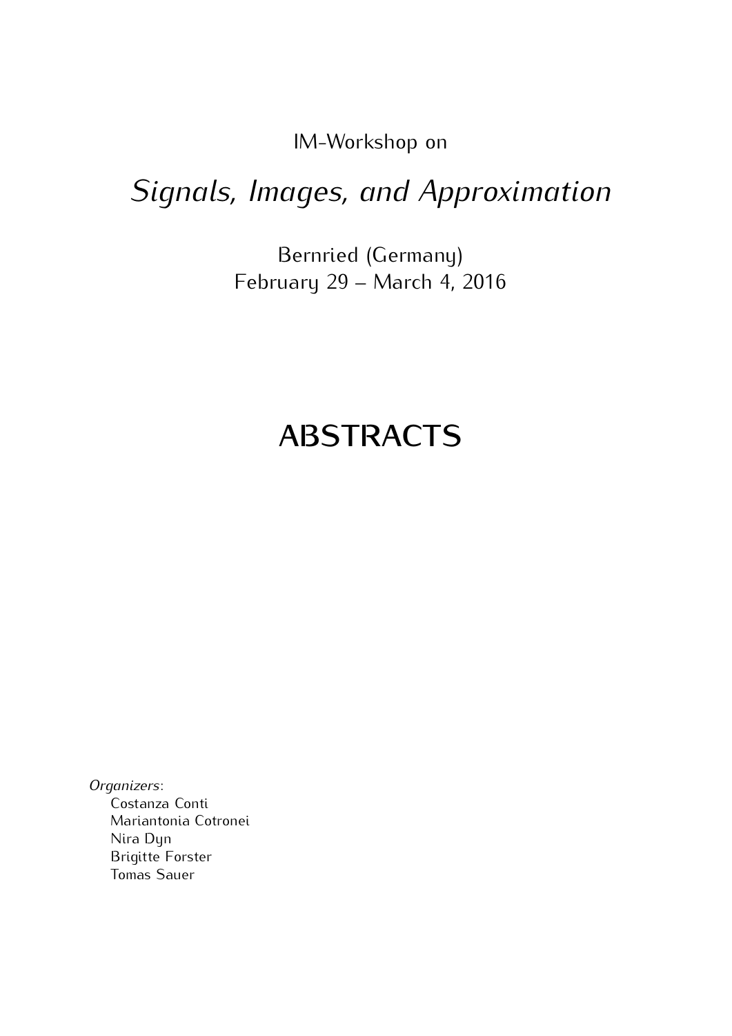IM-Workshop on

# *Signals, Images, and Approximation*

Bernried (Germany)
February 29 – March 4, 2016

# ABSTRACTS

*Organizers*:

Costanza Conti
Mariantonia Cotronei
Nira Dyn
Brigitte Forster
Tomas Sauer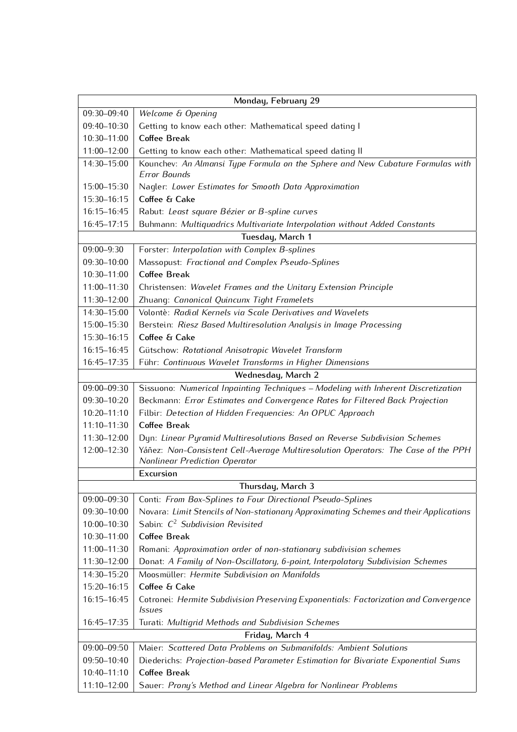| Monday, February 29 | |
|---|---|
| 09:30–09:40 | *Welcome & Opening* |
| 09:40–10:30 | Getting to know each other: Mathematical speed dating I |
| 10:30–11:00 | **Coffee Break** |
| 11:00–12:00 | Getting to know each other: Mathematical speed dating II |
| 14:30–15:00 | Kounchev: *An Almansi Type Formula on the Sphere and New Cubature Formulas with Error Bounds* |
| 15:00–15:30 | Nagler: *Lower Estimates for Smooth Data Approximation* |
| 15:30–16:15 | **Coffee & Cake** |
| 16:15–16:45 | Rabut: *Least square Bézier or B-spline curves* |
| 16:45–17:15 | Buhmann: *Multiquadrics Multivariate Interpolation without Added Constants* |
| **Tuesday, March 1** | |
| 09:00–9:30 | Forster: *Interpolation with Complex B-splines* |
| 09:30–10:00 | Massopust: *Fractional and Complex Pseudo-Splines* |
| 10:30–11:00 | **Coffee Break** |
| 11:00–11:30 | Christensen: *Wavelet Frames and the Unitary Extension Principle* |
| 11:30–12:00 | Zhuang: *Canonical Quincunx Tight Framelets* |
| 14:30–15:00 | Volontè: *Radial Kernels via Scale Derivatives and Wavelets* |
| 15:00–15:30 | Berstein: *Riesz Based Multiresolution Analysis in Image Processing* |
| 15:30–16:15 | **Coffee & Cake** |
| 16:15–16:45 | Gütschow: *Rotational Anisotropic Wavelet Transform* |
| 16:45–17:35 | Führ: *Continuous Wavelet Transforms in Higher Dimensions* |
| **Wednesday, March 2** | |
| 09:00–09:30 | Sissuono: *Numerical Inpainting Techniques – Modeling with Inherent Discretization* |
| 09:30–10:20 | Beckmann: *Error Estimates and Convergence Rates for Filtered Back Projection* |
| 10:20–11:10 | Filbir: *Detection of Hidden Frequencies: An OPUC Approach* |
| 11:10–11:30 | **Coffee Break** |
| 11:30–12:00 | Dyn: *Linear Pyramid Multiresolutions Based on Reverse Subdivision Schemes* |
| 12:00–12:30 | Yáñez: *Non-Consistent Cell-Average Multiresolution Operators: The Case of the PPH Nonlinear Prediction Operator* |
| | **Excursion** |
| **Thursday, March 3** | |
| 09:00–09:30 | Conti: *From Box-Splines to Four Directional Pseudo-Splines* |
| 09:30–10:00 | Novara: *Limit Stencils of Non-stationary Approximating Schemes and their Applications* |
| 10:00–10:30 | Sabin: *$C^2$ Subdivision Revisited* |
| 10:30–11:00 | **Coffee Break** |
| 11:00–11:30 | Romani: *Approximation order of non-stationary subdivision schemes* |
| 11:30–12:00 | Donat: *A Family of Non-Oscillatory, 6-point, Interpolatory Subdivision Schemes* |
| 14:30–15:20 | Moosmüller: *Hermite Subdivision on Manifolds* |
| 15:20–16:15 | **Coffee & Cake** |
| 16:15–16:45 | Cotronei: *Hermite Subdivision Preserving Exponentials: Factorization and Convergence Issues* |
| 16:45–17:35 | Turati: *Multigrid Methods and Subdivision Schemes* |
| **Friday, March 4** | |
| 09:00–09:50 | Maier: *Scattered Data Problems on Submanifolds: Ambient Solutions* |
| 09:50–10:40 | Diederichs: *Projection-based Parameter Estimation for Bivariate Exponential Sums* |
| 10:40–11:10 | **Coffee Break** |
| 11:10–12:00 | Sauer: *Prony's Method and Linear Algebra for Nonlinear Problems* |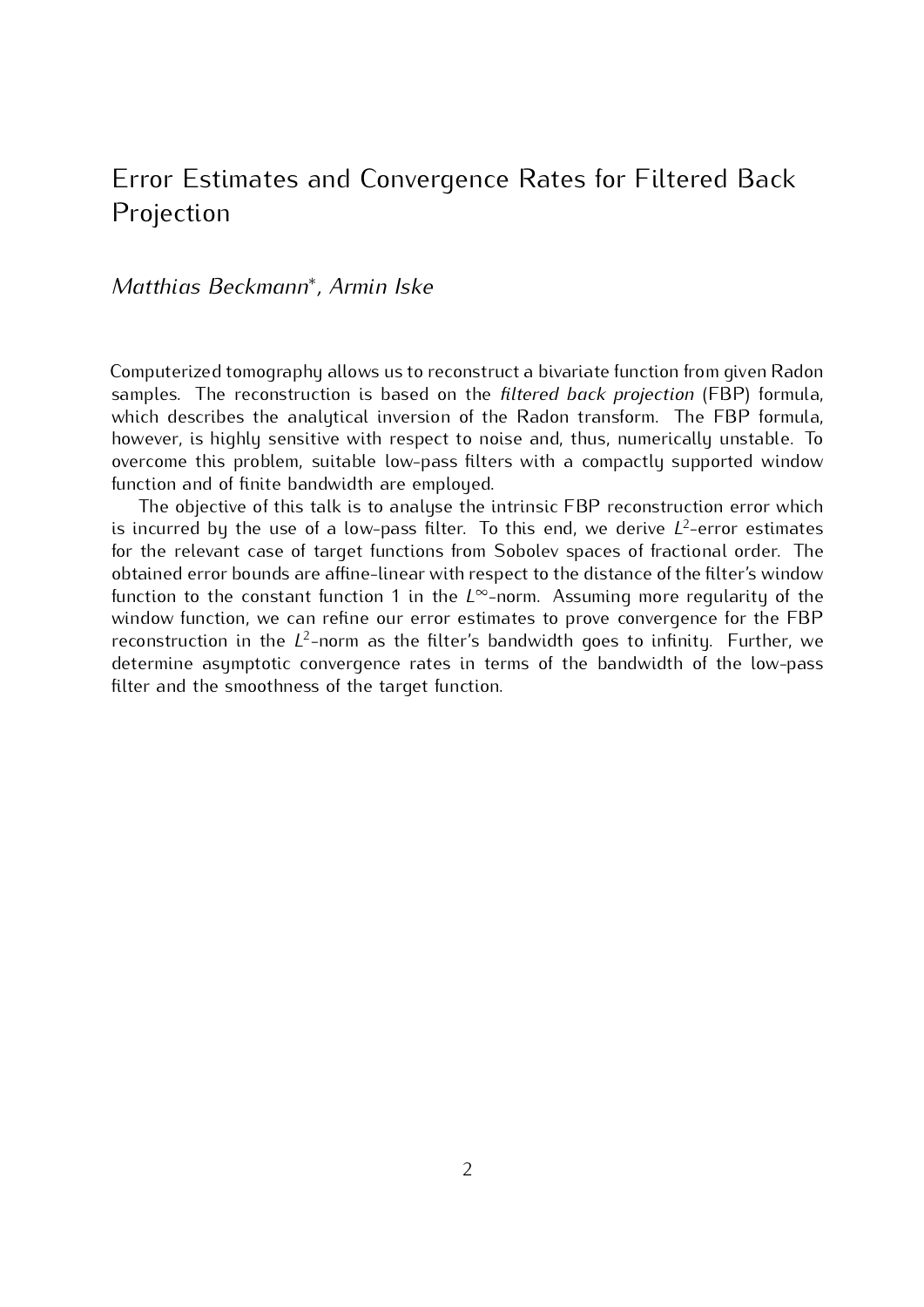## Error Estimates and Convergence Rates for Filtered Back Projection

*Matthias Beckmann\*, Armin Iske*

Computerized tomography allows us to reconstruct a bivariate function from given Radon samples. The reconstruction is based on the *filtered back projection* (FBP) formula, which describes the analytical inversion of the Radon transform. The FBP formula, however, is highly sensitive with respect to noise and, thus, numerically unstable. To overcome this problem, suitable low-pass filters with a compactly supported window function and of finite bandwidth are employed.

The objective of this talk is to analyse the intrinsic FBP reconstruction error which is incurred by the use of a low-pass filter. To this end, we derive $L^2$-error estimates for the relevant case of target functions from Sobolev spaces of fractional order. The obtained error bounds are affine-linear with respect to the distance of the filter's window function to the constant function 1 in the $L^\infty$-norm. Assuming more regularity of the window function, we can refine our error estimates to prove convergence for the FBP reconstruction in the $L^2$-norm as the filter's bandwidth goes to infinity. Further, we determine asymptotic convergence rates in terms of the bandwidth of the low-pass filter and the smoothness of the target function.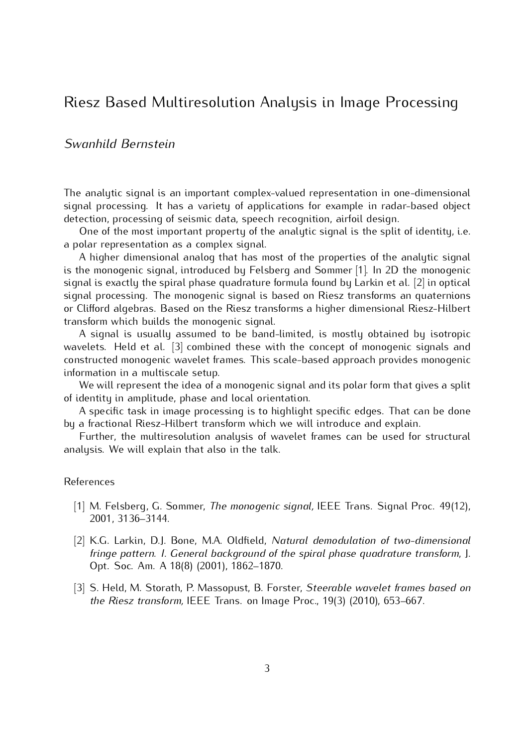# Riesz Based Multiresolution Analysis in Image Processing

*Swanhild Bernstein*

The analytic signal is an important complex-valued representation in one-dimensional signal processing. It has a variety of applications for example in radar-based object detection, processing of seismic data, speech recognition, airfoil design.

One of the most important property of the analytic signal is the split of identity, i.e. a polar representation as a complex signal.

A higher dimensional analog that has most of the properties of the analytic signal is the monogenic signal, introduced by Felsberg and Sommer [1]. In 2D the monogenic signal is exactly the spiral phase quadrature formula found by Larkin et al. [2] in optical signal processing. The monogenic signal is based on Riesz transforms an quaternions or Clifford algebras. Based on the Riesz transforms a higher dimensional Riesz-Hilbert transform which builds the monogenic signal.

A signal is usually assumed to be band-limited, is mostly obtained by isotropic wavelets. Held et al. [3] combined these with the concept of monogenic signals and constructed monogenic wavelet frames. This scale-based approach provides monogenic information in a multiscale setup.

We will represent the idea of a monogenic signal and its polar form that gives a split of identity in amplitude, phase and local orientation.

A specific task in image processing is to highlight specific edges. That can be done by a fractional Riesz-Hilbert transform which we will introduce and explain.

Further, the multiresolution analysis of wavelet frames can be used for structural analysis. We will explain that also in the talk.

References

[1] M. Felsberg, G. Sommer, *The monogenic signal,* IEEE Trans. Signal Proc. 49(12), 2001, 3136–3144.

[2] K.G. Larkin, D.J. Bone, M.A. Oldfield, *Natural demodulation of two-dimensional fringe pattern. I. General background of the spiral phase quadrature transform*, J. Opt. Soc. Am. A 18(8) (2001), 1862–1870.

[3] S. Held, M. Storath, P. Massopust, B. Forster, *Steerable wavelet frames based on the Riesz transform,* IEEE Trans. on Image Proc., 19(3) (2010), 653–667.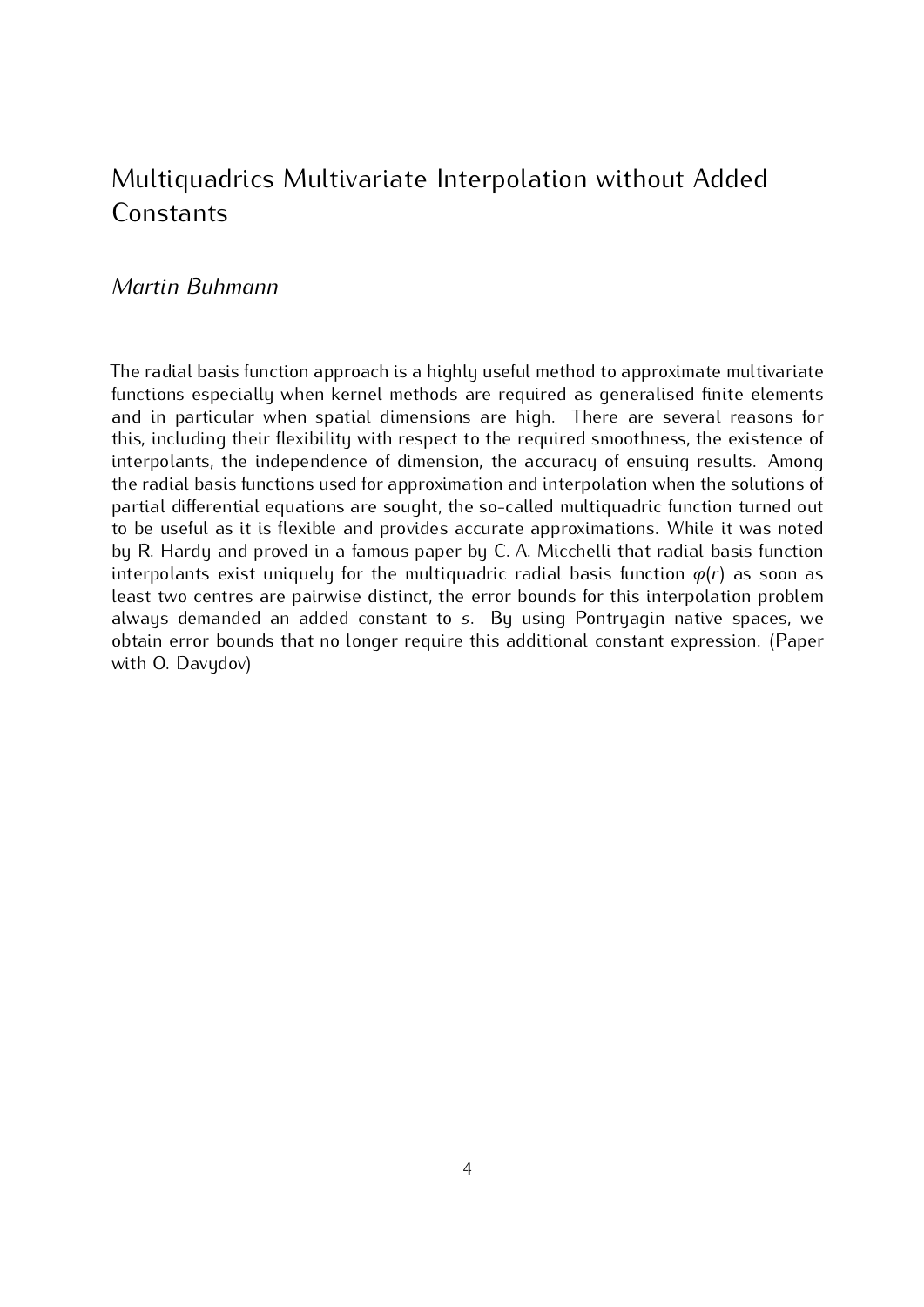# Multiquadrics Multivariate Interpolation without Added Constants

*Martin Buhmann*

The radial basis function approach is a highly useful method to approximate multivariate functions especially when kernel methods are required as generalised finite elements and in particular when spatial dimensions are high. There are several reasons for this, including their flexibility with respect to the required smoothness, the existence of interpolants, the independence of dimension, the accuracy of ensuing results. Among the radial basis functions used for approximation and interpolation when the solutions of partial differential equations are sought, the so-called multiquadric function turned out to be useful as it is flexible and provides accurate approximations. While it was noted by R. Hardy and proved in a famous paper by C. A. Micchelli that radial basis function interpolants exist uniquely for the multiquadric radial basis function $\varphi(r)$ as soon as least two centres are pairwise distinct, the error bounds for this interpolation problem always demanded an added constant to $s$. By using Pontryagin native spaces, we obtain error bounds that no longer require this additional constant expression. (Paper with O. Davydov)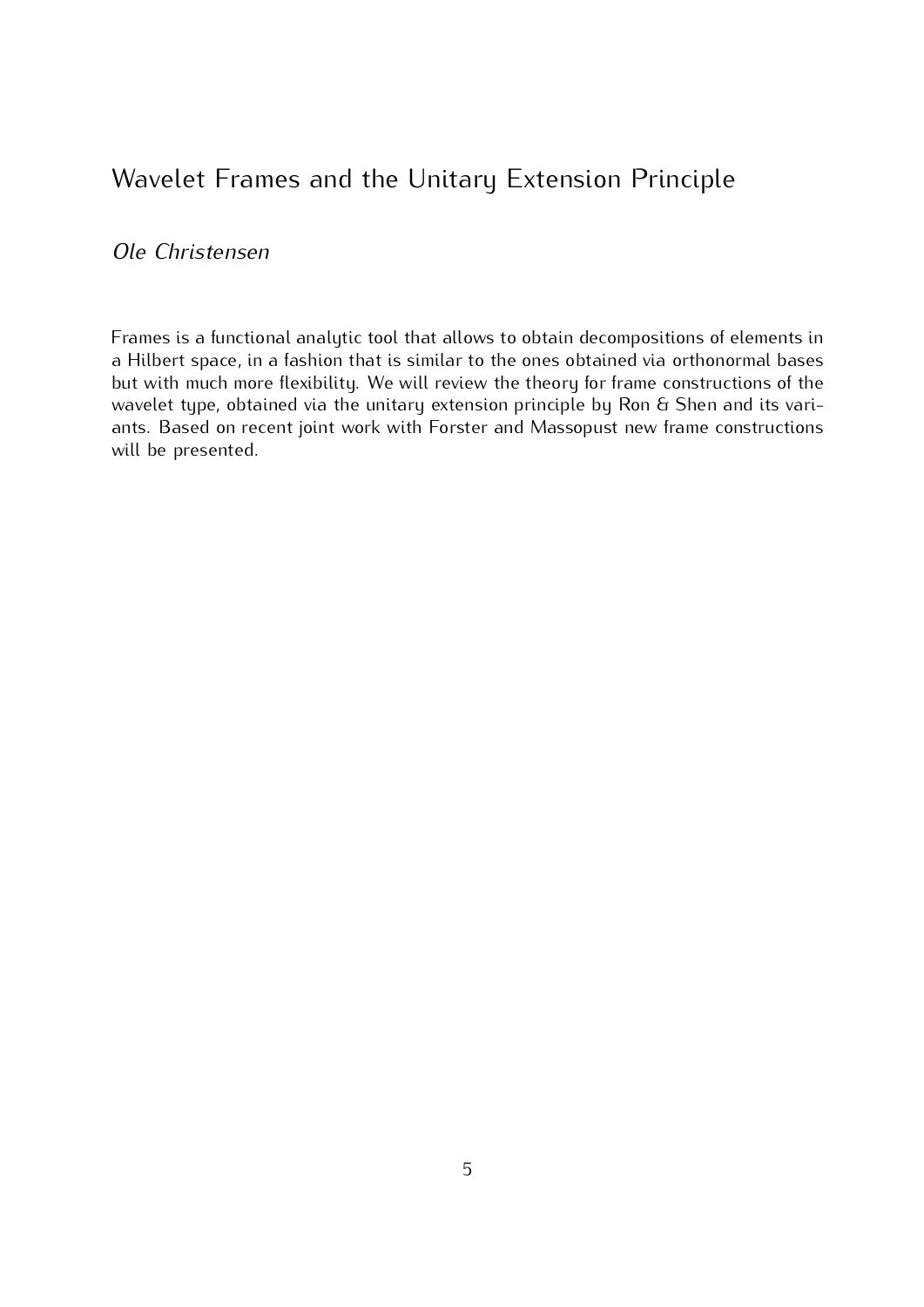# Wavelet Frames and the Unitary Extension Principle

*Ole Christensen*

Frames is a functional analytic tool that allows to obtain decompositions of elements in a Hilbert space, in a fashion that is similar to the ones obtained via orthonormal bases but with much more flexibility. We will review the theory for frame constructions of the wavelet type, obtained via the unitary extension principle by Ron & Shen and its variants. Based on recent joint work with Forster and Massopust new frame constructions will be presented.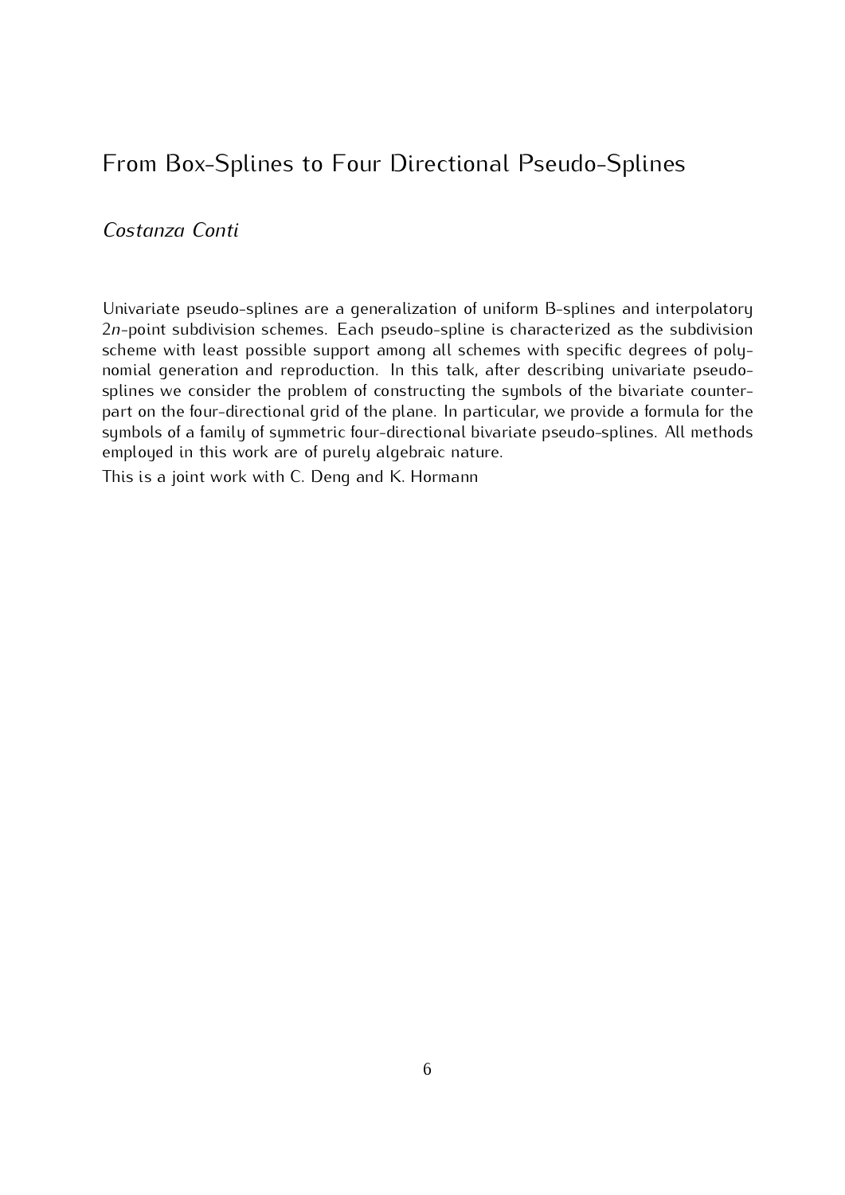## From Box-Splines to Four Directional Pseudo-Splines

*Costanza Conti*

Univariate pseudo-splines are a generalization of uniform B-splines and interpolatory $2n$-point subdivision schemes. Each pseudo-spline is characterized as the subdivision scheme with least possible support among all schemes with specific degrees of polynomial generation and reproduction. In this talk, after describing univariate pseudo-splines we consider the problem of constructing the symbols of the bivariate counterpart on the four-directional grid of the plane. In particular, we provide a formula for the symbols of a family of symmetric four-directional bivariate pseudo-splines. All methods employed in this work are of purely algebraic nature.

This is a joint work with C. Deng and K. Hormann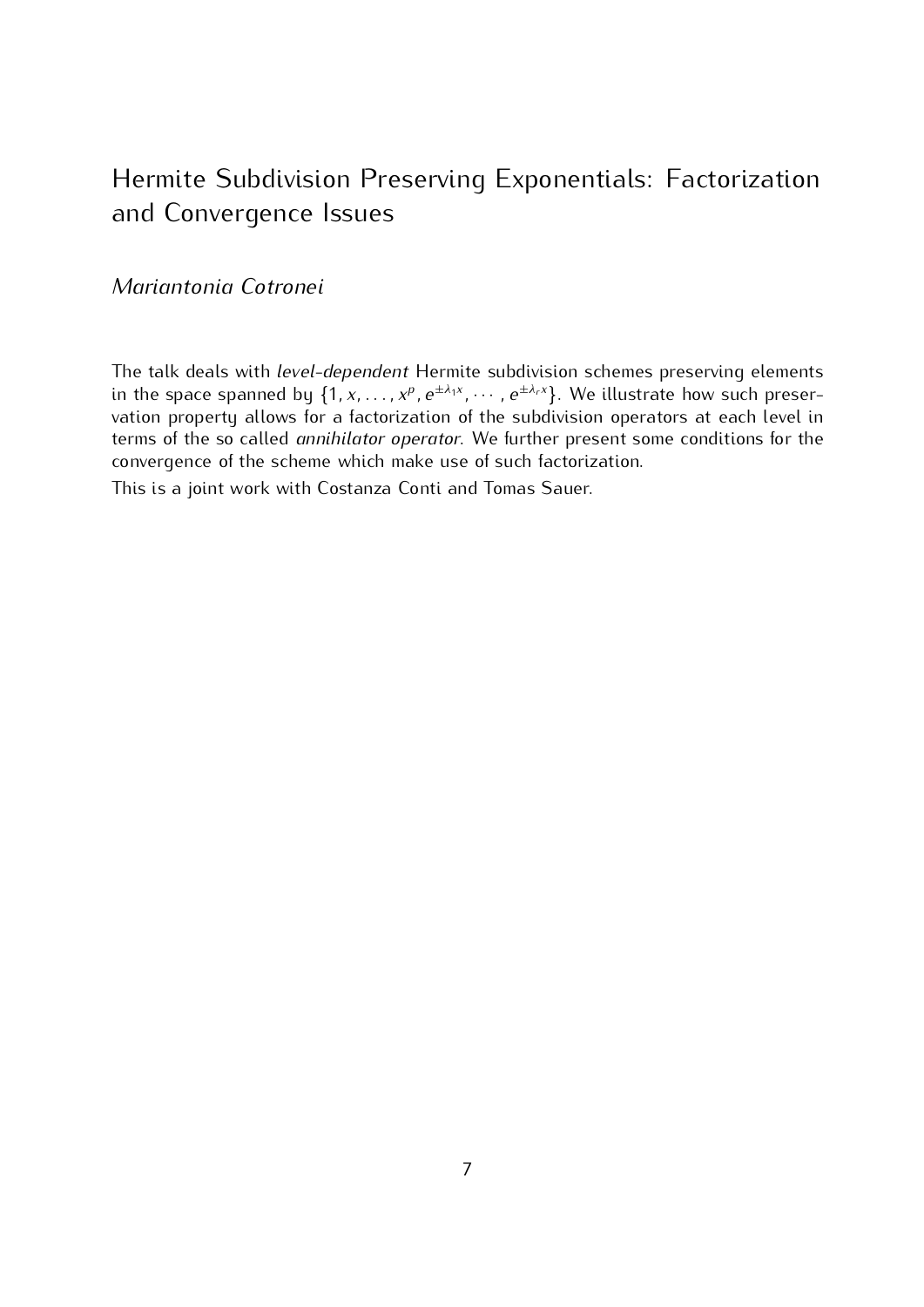# Hermite Subdivision Preserving Exponentials: Factorization and Convergence Issues

*Mariantonia Cotronei*

The talk deals with *level-dependent* Hermite subdivision schemes preserving elements in the space spanned by $\{1, x, \ldots, x^p, e^{\pm\lambda_1 x}, \cdots, e^{\pm\lambda_r x}\}$. We illustrate how such preservation property allows for a factorization of the subdivision operators at each level in terms of the so called *annihilator operator*. We further present some conditions for the convergence of the scheme which make use of such factorization.

This is a joint work with Costanza Conti and Tomas Sauer.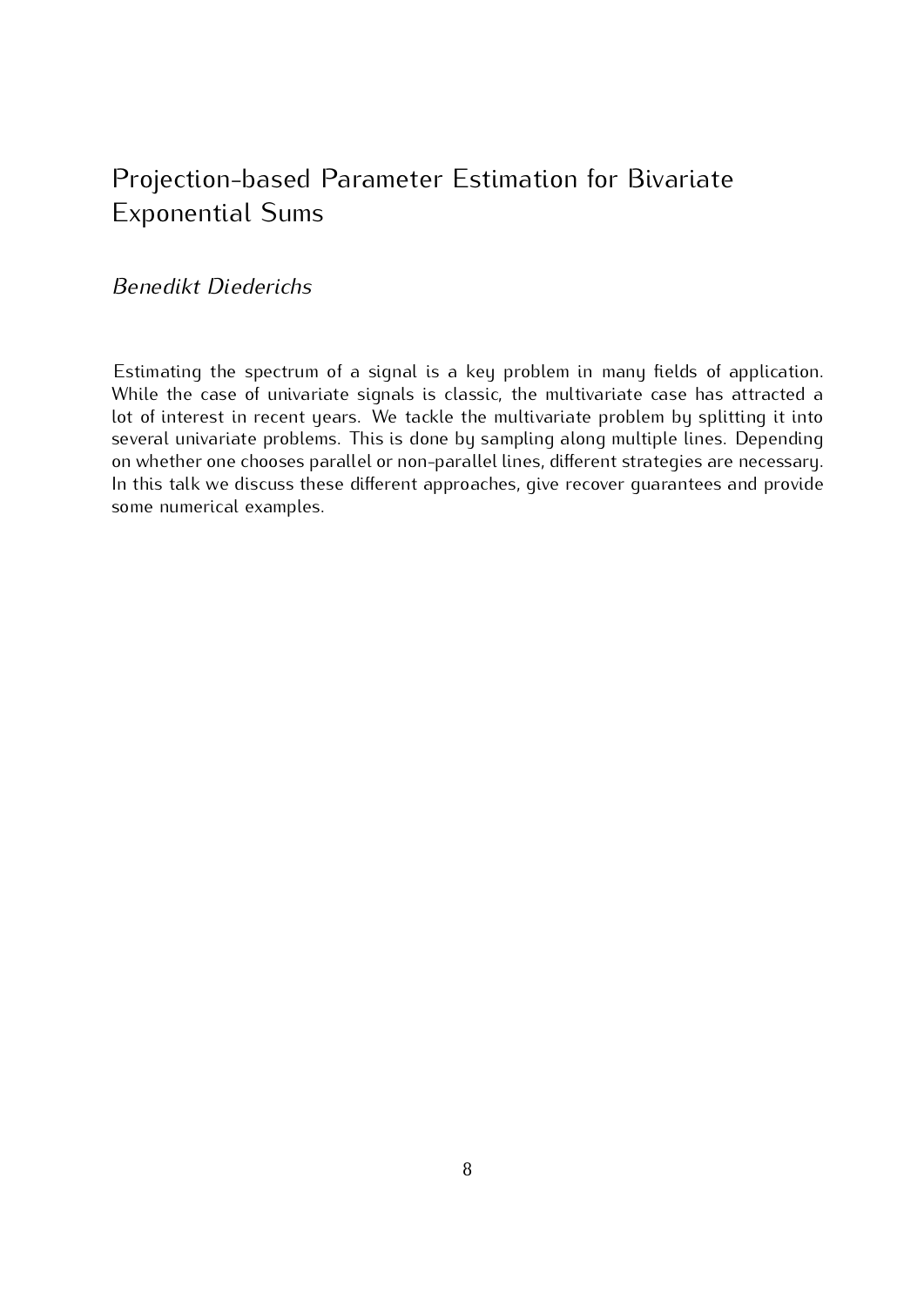# Projection-based Parameter Estimation for Bivariate Exponential Sums

*Benedikt Diederichs*

Estimating the spectrum of a signal is a key problem in many fields of application. While the case of univariate signals is classic, the multivariate case has attracted a lot of interest in recent years. We tackle the multivariate problem by splitting it into several univariate problems. This is done by sampling along multiple lines. Depending on whether one chooses parallel or non-parallel lines, different strategies are necessary. In this talk we discuss these different approaches, give recover guarantees and provide some numerical examples.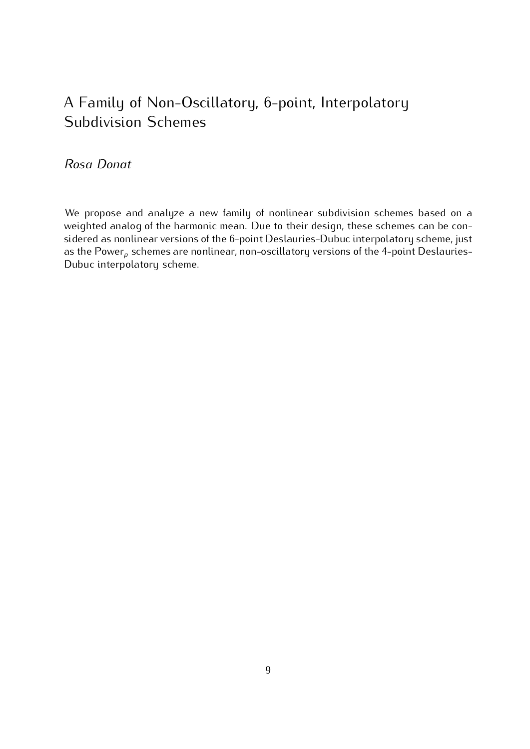# A Family of Non-Oscillatory, 6-point, Interpolatory Subdivision Schemes

*Rosa Donat*

We propose and analyze a new family of nonlinear subdivision schemes based on a weighted analog of the harmonic mean. Due to their design, these schemes can be considered as nonlinear versions of the 6-point Deslauries-Dubuc interpolatory scheme, just as the $\text{Power}_p$ schemes are nonlinear, non-oscillatory versions of the 4-point Deslauries-Dubuc interpolatory scheme.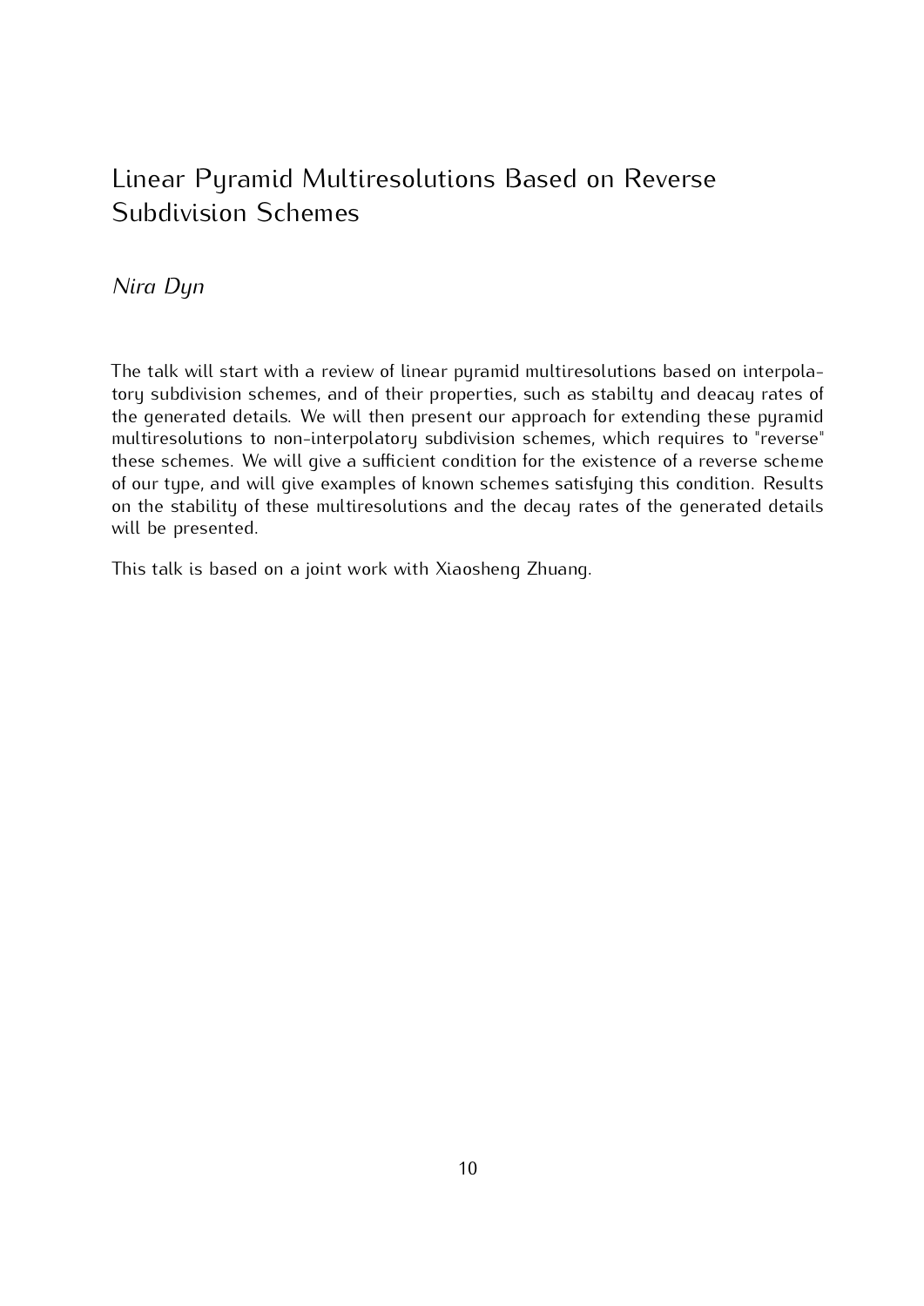## Linear Pyramid Multiresolutions Based on Reverse Subdivision Schemes

*Nira Dyn*

The talk will start with a review of linear pyramid multiresolutions based on interpolatory subdivision schemes, and of their properties, such as stabilty and deacay rates of the generated details. We will then present our approach for extending these pyramid multiresolutions to non-interpolatory subdivision schemes, which requires to "reverse" these schemes. We will give a sufficient condition for the existence of a reverse scheme of our type, and will give examples of known schemes satisfying this condition. Results on the stability of these multiresolutions and the decay rates of the generated details will be presented.

This talk is based on a joint work with Xiaosheng Zhuang.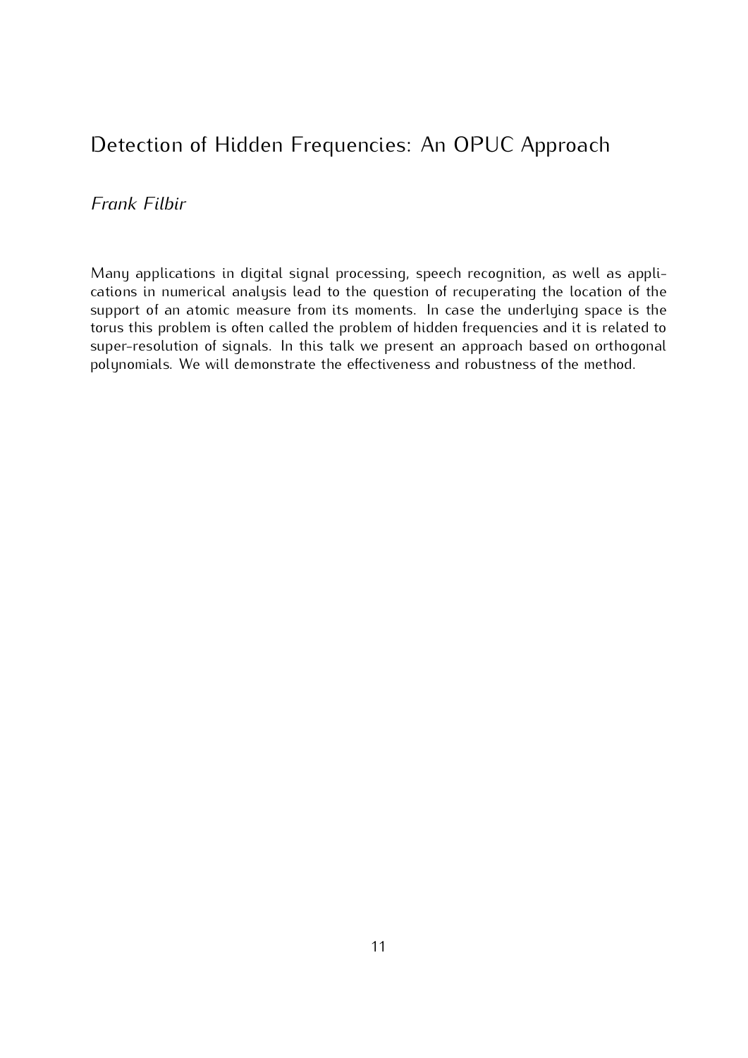## Detection of Hidden Frequencies: An OPUC Approach

*Frank Filbir*

Many applications in digital signal processing, speech recognition, as well as applications in numerical analysis lead to the question of recuperating the location of the support of an atomic measure from its moments. In case the underlying space is the torus this problem is often called the problem of hidden frequencies and it is related to super-resolution of signals. In this talk we present an approach based on orthogonal polynomials. We will demonstrate the effectiveness and robustness of the method.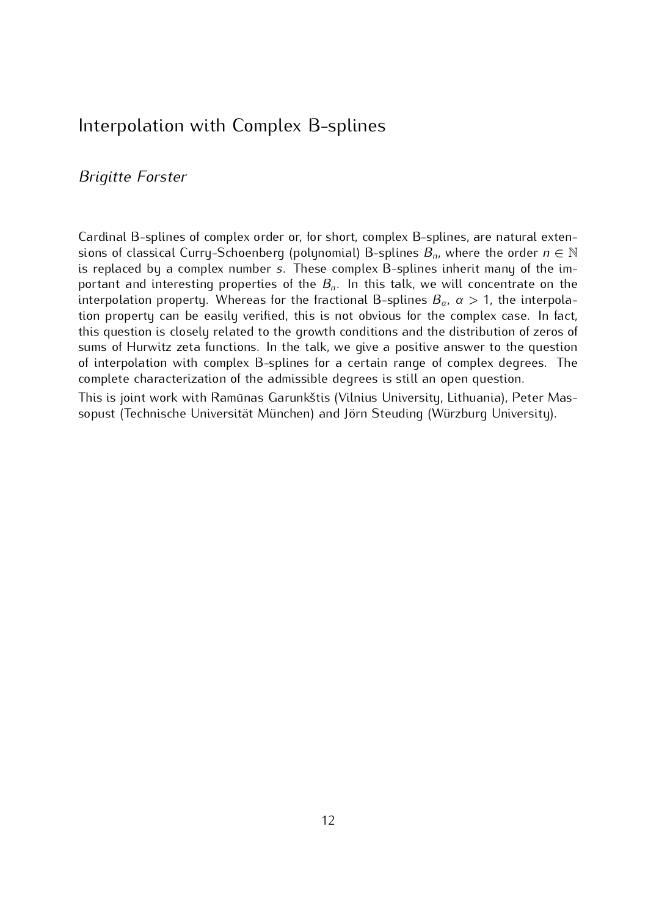# Interpolation with Complex B-splines

*Brigitte Forster*

Cardinal B-splines of complex order or, for short, complex B-splines, are natural extensions of classical Curry-Schoenberg (polynomial) B-splines $B_n$, where the order $n \in \mathbb{N}$ is replaced by a complex number $s$. These complex B-splines inherit many of the important and interesting properties of the $B_n$. In this talk, we will concentrate on the interpolation property. Whereas for the fractional B-splines $B_\alpha$, $\alpha > 1$, the interpolation property can be easily verified, this is not obvious for the complex case. In fact, this question is closely related to the growth conditions and the distribution of zeros of sums of Hurwitz zeta functions. In the talk, we give a positive answer to the question of interpolation with complex B-splines for a certain range of complex degrees. The complete characterization of the admissible degrees is still an open question.

This is joint work with Ramūnas Garunkštis (Vilnius University, Lithuania), Peter Massopust (Technische Universität München) and Jörn Steuding (Würzburg University).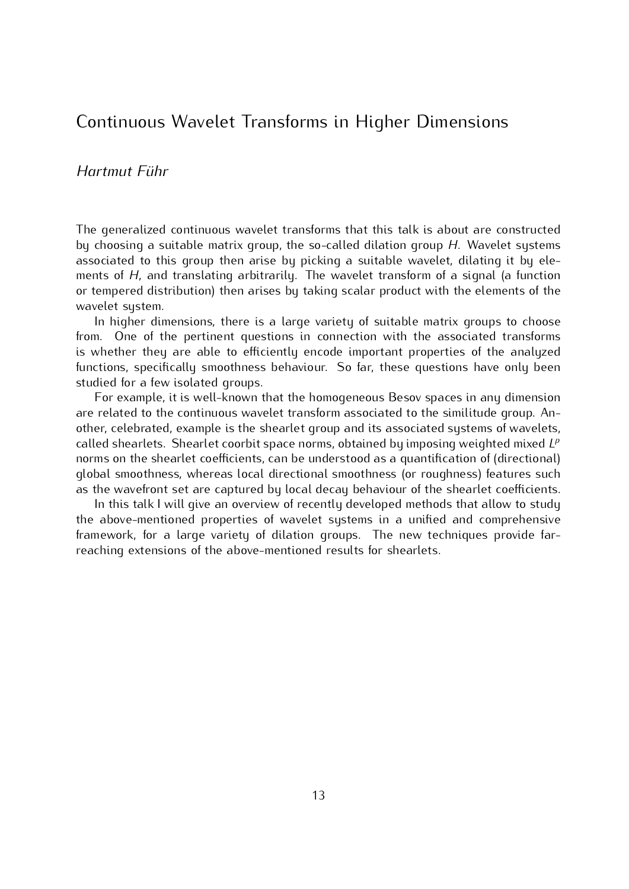# Continuous Wavelet Transforms in Higher Dimensions

*Hartmut Führ*

The generalized continuous wavelet transforms that this talk is about are constructed by choosing a suitable matrix group, the so-called dilation group $H$. Wavelet systems associated to this group then arise by picking a suitable wavelet, dilating it by elements of $H$, and translating arbitrarily. The wavelet transform of a signal (a function or tempered distribution) then arises by taking scalar product with the elements of the wavelet system.

In higher dimensions, there is a large variety of suitable matrix groups to choose from. One of the pertinent questions in connection with the associated transforms is whether they are able to efficiently encode important properties of the analyzed functions, specifically smoothness behaviour. So far, these questions have only been studied for a few isolated groups.

For example, it is well-known that the homogeneous Besov spaces in any dimension are related to the continuous wavelet transform associated to the similitude group. Another, celebrated, example is the shearlet group and its associated systems of wavelets, called shearlets. Shearlet coorbit space norms, obtained by imposing weighted mixed $L^p$ norms on the shearlet coefficients, can be understood as a quantification of (directional) global smoothness, whereas local directional smoothness (or roughness) features such as the wavefront set are captured by local decay behaviour of the shearlet coefficients.

In this talk I will give an overview of recently developed methods that allow to study the above-mentioned properties of wavelet systems in a unified and comprehensive framework, for a large variety of dilation groups. The new techniques provide far-reaching extensions of the above-mentioned results for shearlets.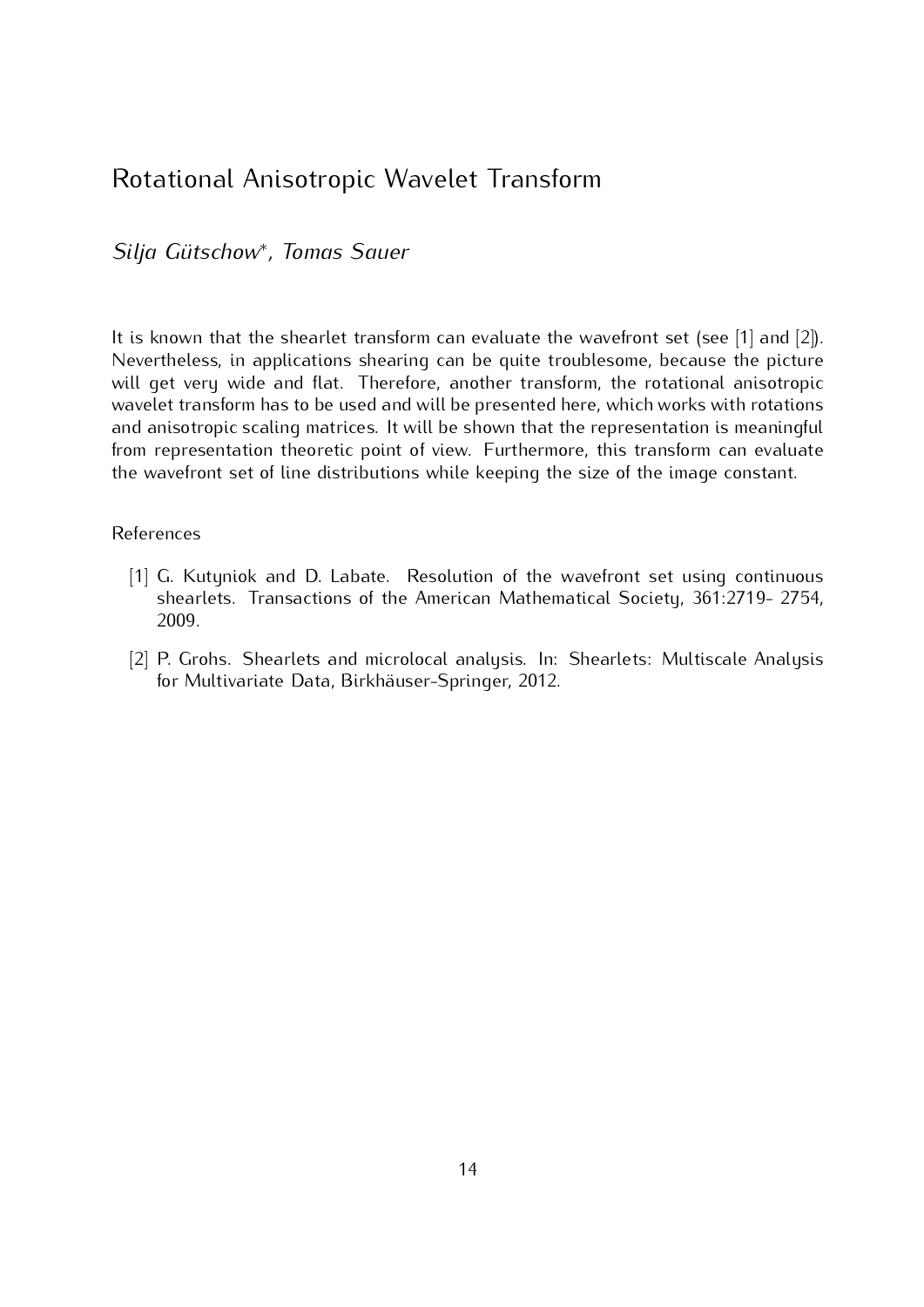# Rotational Anisotropic Wavelet Transform

*Silja Gütschow\*, Tomas Sauer*

It is known that the shearlet transform can evaluate the wavefront set (see [1] and [2]). Nevertheless, in applications shearing can be quite troublesome, because the picture will get very wide and flat. Therefore, another transform, the rotational anisotropic wavelet transform has to be used and will be presented here, which works with rotations and anisotropic scaling matrices. It will be shown that the representation is meaningful from representation theoretic point of view. Furthermore, this transform can evaluate the wavefront set of line distributions while keeping the size of the image constant.

References

[1] G. Kutyniok and D. Labate. Resolution of the wavefront set using continuous shearlets. Transactions of the American Mathematical Society, 361:2719- 2754, 2009.

[2] P. Grohs. Shearlets and microlocal analysis. In: Shearlets: Multiscale Analysis for Multivariate Data, Birkhäuser-Springer, 2012.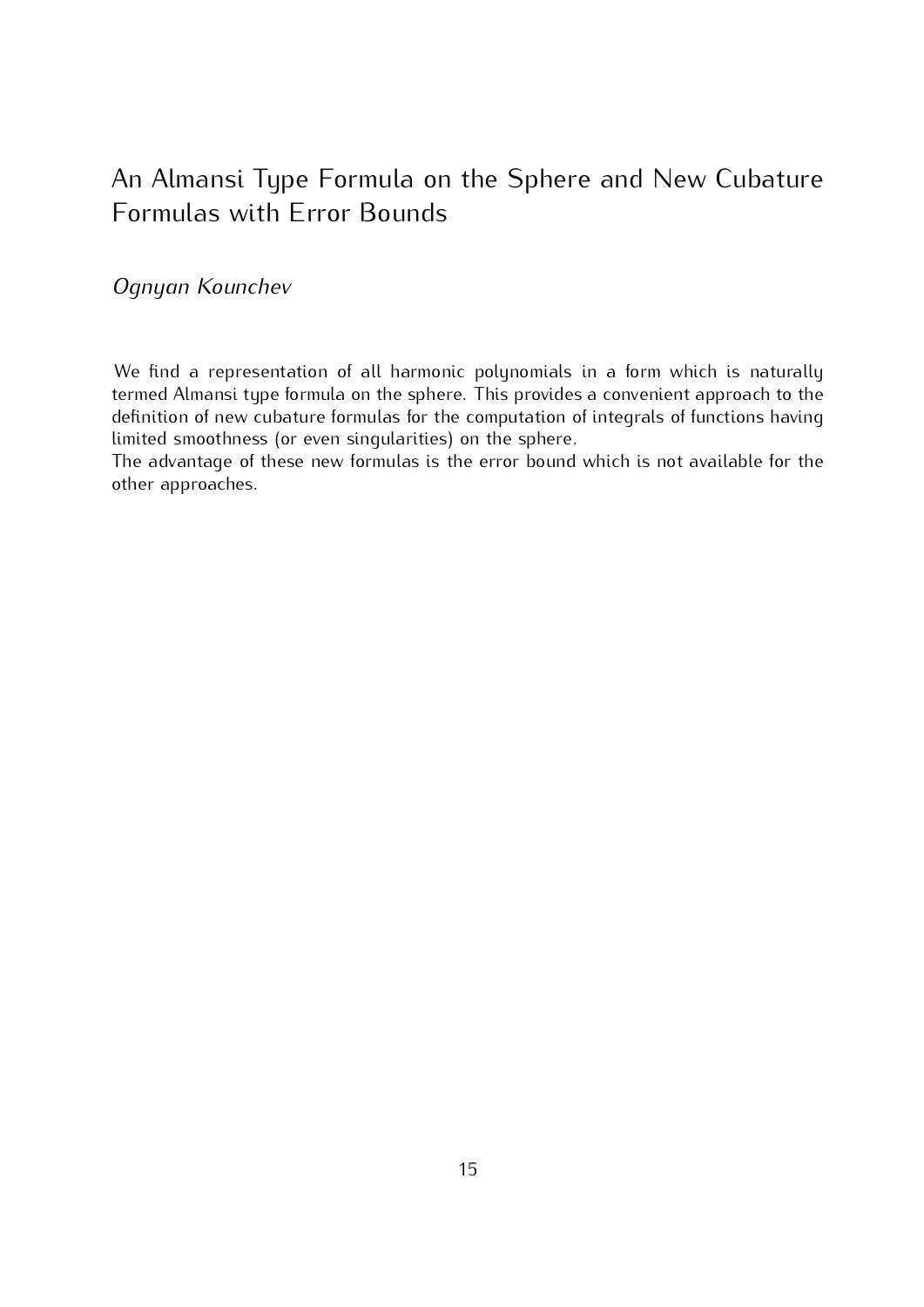# An Almansi Type Formula on the Sphere and New Cubature Formulas with Error Bounds

*Ognyan Kounchev*

We find a representation of all harmonic polynomials in a form which is naturally termed Almansi type formula on the sphere. This provides a convenient approach to the definition of new cubature formulas for the computation of integrals of functions having limited smoothness (or even singularities) on the sphere.

The advantage of these new formulas is the error bound which is not available for the other approaches.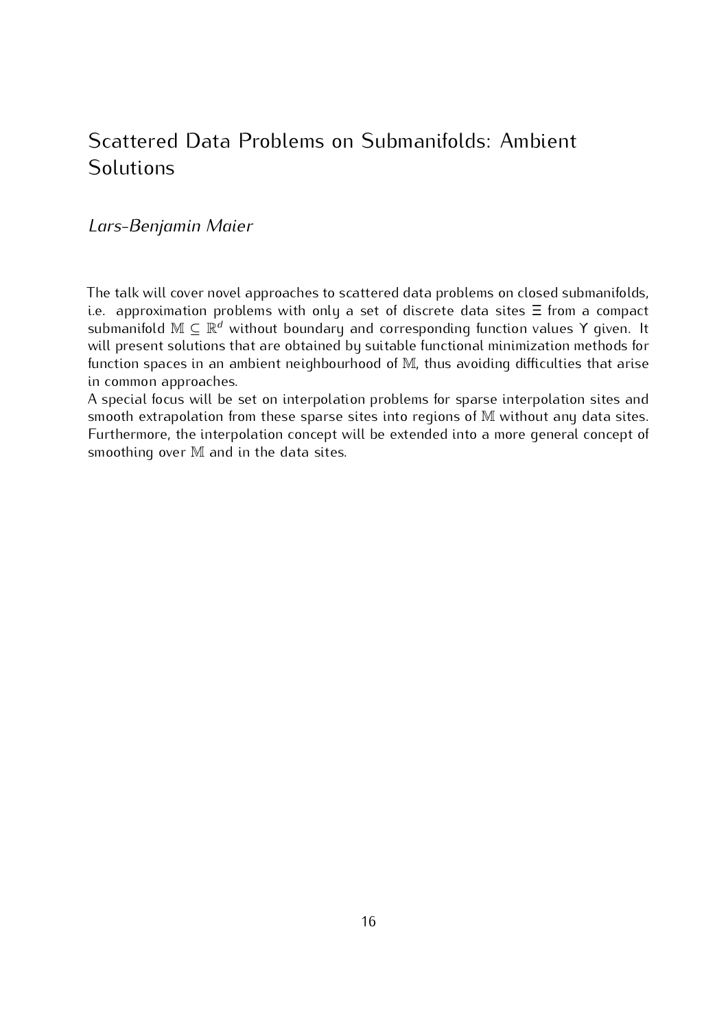# Scattered Data Problems on Submanifolds: Ambient Solutions

*Lars-Benjamin Maier*

The talk will cover novel approaches to scattered data problems on closed submanifolds, i.e. approximation problems with only a set of discrete data sites $\Xi$ from a compact submanifold $\mathbb{M} \subseteq \mathbb{R}^d$ without boundary and corresponding function values $\Upsilon$ given. It will present solutions that are obtained by suitable functional minimization methods for function spaces in an ambient neighbourhood of $\mathbb{M}$, thus avoiding difficulties that arise in common approaches.

A special focus will be set on interpolation problems for sparse interpolation sites and smooth extrapolation from these sparse sites into regions of $\mathbb{M}$ without any data sites. Furthermore, the interpolation concept will be extended into a more general concept of smoothing over $\mathbb{M}$ and in the data sites.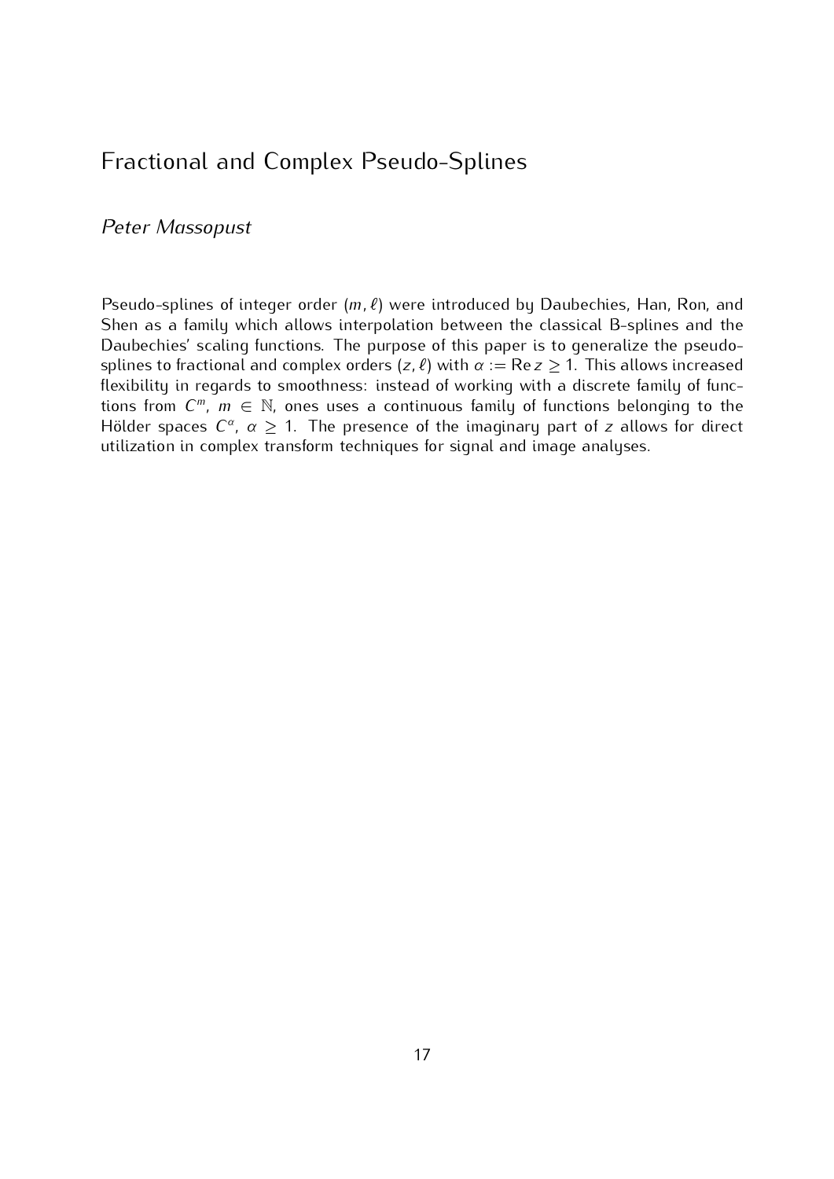# Fractional and Complex Pseudo-Splines

*Peter Massopust*

Pseudo-splines of integer order $(m, \ell)$ were introduced by Daubechies, Han, Ron, and Shen as a family which allows interpolation between the classical B-splines and the Daubechies' scaling functions. The purpose of this paper is to generalize the pseudo-splines to fractional and complex orders $(z, \ell)$ with $\alpha := \operatorname{Re} z \geq 1$. This allows increased flexibility in regards to smoothness: instead of working with a discrete family of functions from $C^m$, $m \in \mathbb{N}$, ones uses a continuous family of functions belonging to the Hölder spaces $C^\alpha$, $\alpha \geq 1$. The presence of the imaginary part of $z$ allows for direct utilization in complex transform techniques for signal and image analyses.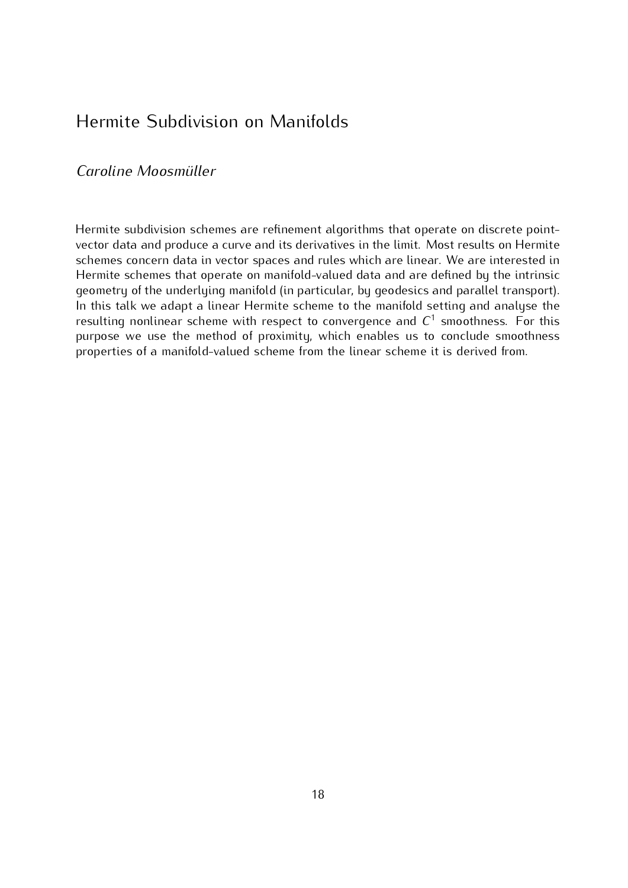# Hermite Subdivision on Manifolds

*Caroline Moosmüller*

Hermite subdivision schemes are refinement algorithms that operate on discrete point-vector data and produce a curve and its derivatives in the limit. Most results on Hermite schemes concern data in vector spaces and rules which are linear. We are interested in Hermite schemes that operate on manifold-valued data and are defined by the intrinsic geometry of the underlying manifold (in particular, by geodesics and parallel transport). In this talk we adapt a linear Hermite scheme to the manifold setting and analyse the resulting nonlinear scheme with respect to convergence and $C^1$ smoothness. For this purpose we use the method of proximity, which enables us to conclude smoothness properties of a manifold-valued scheme from the linear scheme it is derived from.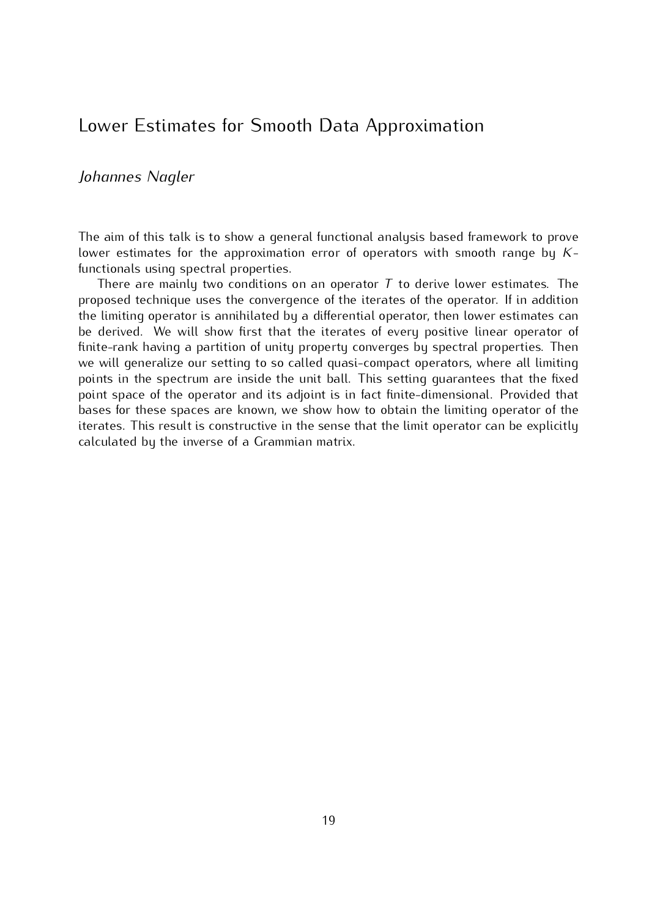## Lower Estimates for Smooth Data Approximation

*Johannes Nagler*

The aim of this talk is to show a general functional analysis based framework to prove lower estimates for the approximation error of operators with smooth range by $K$-functionals using spectral properties.

There are mainly two conditions on an operator $T$ to derive lower estimates. The proposed technique uses the convergence of the iterates of the operator. If in addition the limiting operator is annihilated by a differential operator, then lower estimates can be derived. We will show first that the iterates of every positive linear operator of finite-rank having a partition of unity property converges by spectral properties. Then we will generalize our setting to so called quasi-compact operators, where all limiting points in the spectrum are inside the unit ball. This setting guarantees that the fixed point space of the operator and its adjoint is in fact finite-dimensional. Provided that bases for these spaces are known, we show how to obtain the limiting operator of the iterates. This result is constructive in the sense that the limit operator can be explicitly calculated by the inverse of a Grammian matrix.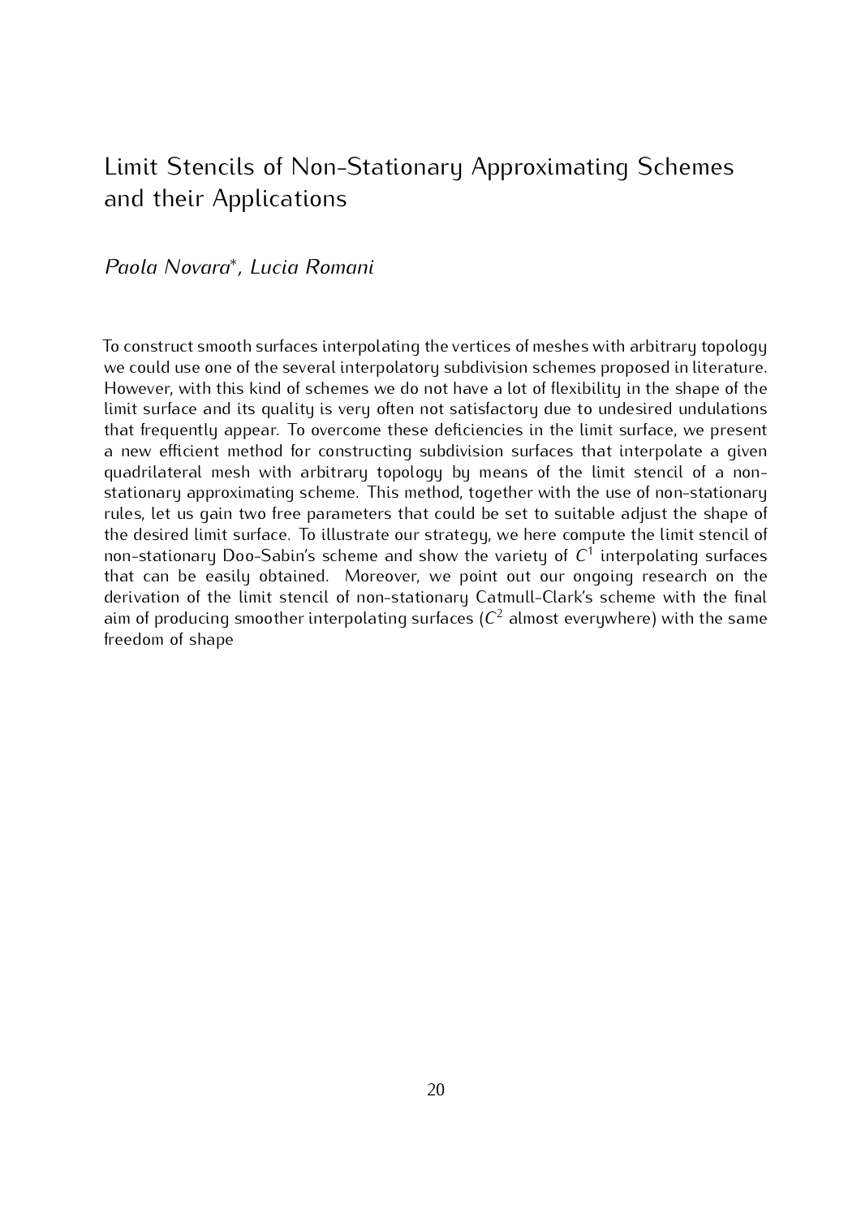# Limit Stencils of Non-Stationary Approximating Schemes and their Applications

*Paola Novara*, Lucia Romani*

To construct smooth surfaces interpolating the vertices of meshes with arbitrary topology we could use one of the several interpolatory subdivision schemes proposed in literature. However, with this kind of schemes we do not have a lot of flexibility in the shape of the limit surface and its quality is very often not satisfactory due to undesired undulations that frequently appear. To overcome these deficiencies in the limit surface, we present a new efficient method for constructing subdivision surfaces that interpolate a given quadrilateral mesh with arbitrary topology by means of the limit stencil of a non-stationary approximating scheme. This method, together with the use of non-stationary rules, let us gain two free parameters that could be set to suitable adjust the shape of the desired limit surface. To illustrate our strategy, we here compute the limit stencil of non-stationary Doo-Sabin's scheme and show the variety of $C^1$ interpolating surfaces that can be easily obtained. Moreover, we point out our ongoing research on the derivation of the limit stencil of non-stationary Catmull-Clark's scheme with the final aim of producing smoother interpolating surfaces ($C^2$ almost everywhere) with the same freedom of shape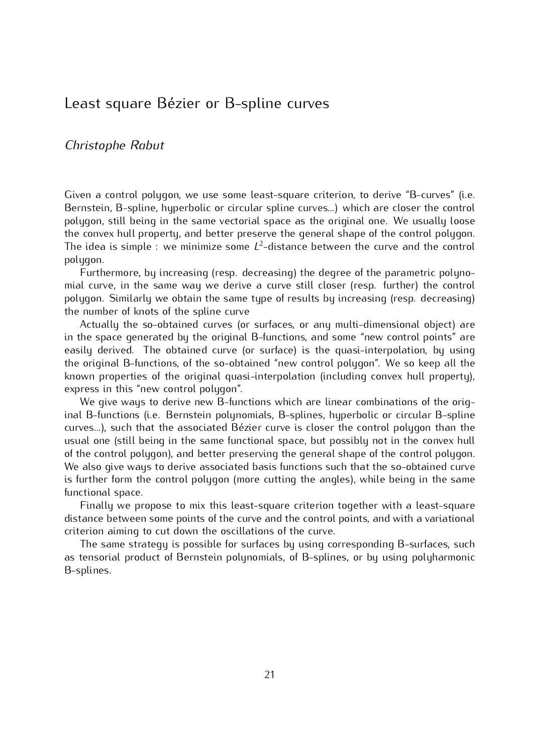## Least square Bézier or B-spline curves

*Christophe Rabut*

Given a control polygon, we use some least-square criterion, to derive "B-curves" (i.e. Bernstein, B-spline, hyperbolic or circular spline curves...) which are closer the control polygon, still being in the same vectorial space as the original one. We usually loose the convex hull property, and better preserve the general shape of the control polygon. The idea is simple : we minimize some $L^2$-distance between the curve and the control polygon.

Furthermore, by increasing (resp. decreasing) the degree of the parametric polynomial curve, in the same way we derive a curve still closer (resp. further) the control polygon. Similarly we obtain the same type of results by increasing (resp. decreasing) the number of knots of the spline curve

Actually the so-obtained curves (or surfaces, or any multi-dimensional object) are in the space generated by the original B-functions, and some "new control points" are easily derived. The obtained curve (or surface) is the quasi-interpolation, by using the original B-functions, of the so-obtained "new control polygon". We so keep all the known properties of the original quasi-interpolation (including convex hull property), express in this "new control polygon".

We give ways to derive new B-functions which are linear combinations of the original B-functions (i.e. Bernstein polynomials, B-splines, hyperbolic or circular B-spline curves...), such that the associated Bézier curve is closer the control polygon than the usual one (still being in the same functional space, but possibly not in the convex hull of the control polygon), and better preserving the general shape of the control polygon. We also give ways to derive associated basis functions such that the so-obtained curve is further form the control polygon (more cutting the angles), while being in the same functional space.

Finally we propose to mix this least-square criterion together with a least-square distance between some points of the curve and the control points, and with a variational criterion aiming to cut down the oscillations of the curve.

The same strategy is possible for surfaces by using corresponding B-surfaces, such as tensorial product of Bernstein polynomials, of B-splines, or by using polyharmonic B-splines.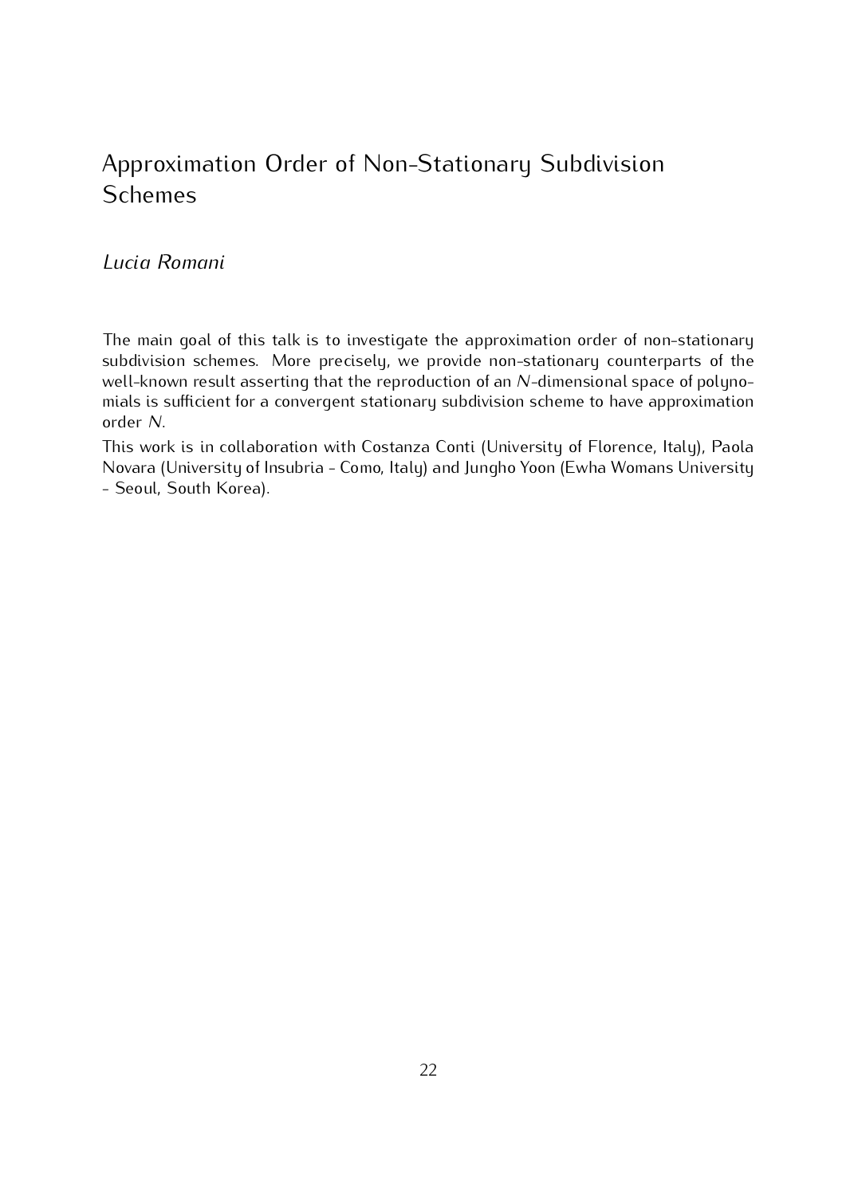## Approximation Order of Non-Stationary Subdivision Schemes

*Lucia Romani*

The main goal of this talk is to investigate the approximation order of non-stationary subdivision schemes. More precisely, we provide non-stationary counterparts of the well-known result asserting that the reproduction of an $N$-dimensional space of polynomials is sufficient for a convergent stationary subdivision scheme to have approximation order $N$.

This work is in collaboration with Costanza Conti (University of Florence, Italy), Paola Novara (University of Insubria - Como, Italy) and Jungho Yoon (Ewha Womans University - Seoul, South Korea).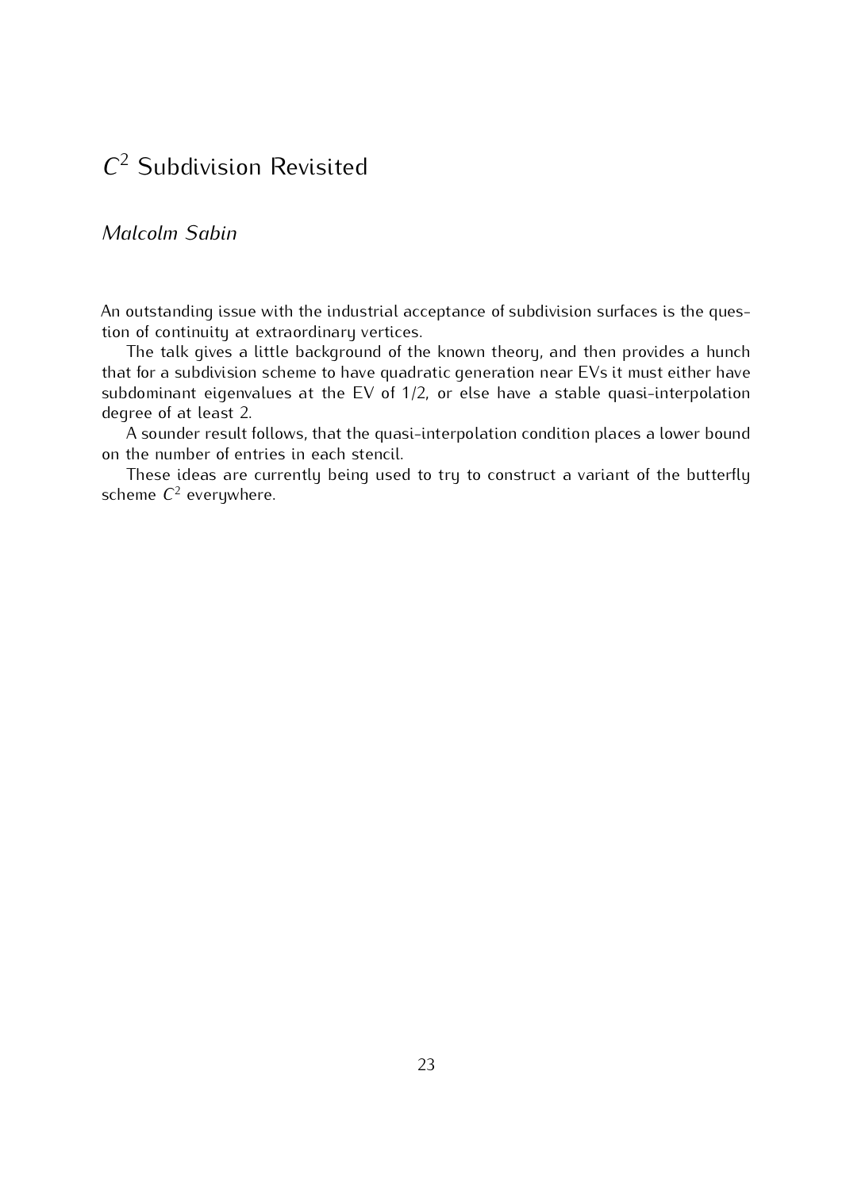# $C^2$ Subdivision Revisited

*Malcolm Sabin*

An outstanding issue with the industrial acceptance of subdivision surfaces is the question of continuity at extraordinary vertices.

The talk gives a little background of the known theory, and then provides a hunch that for a subdivision scheme to have quadratic generation near EVs it must either have subdominant eigenvalues at the EV of 1/2, or else have a stable quasi-interpolation degree of at least 2.

A sounder result follows, that the quasi-interpolation condition places a lower bound on the number of entries in each stencil.

These ideas are currently being used to try to construct a variant of the butterfly scheme $C^2$ everywhere.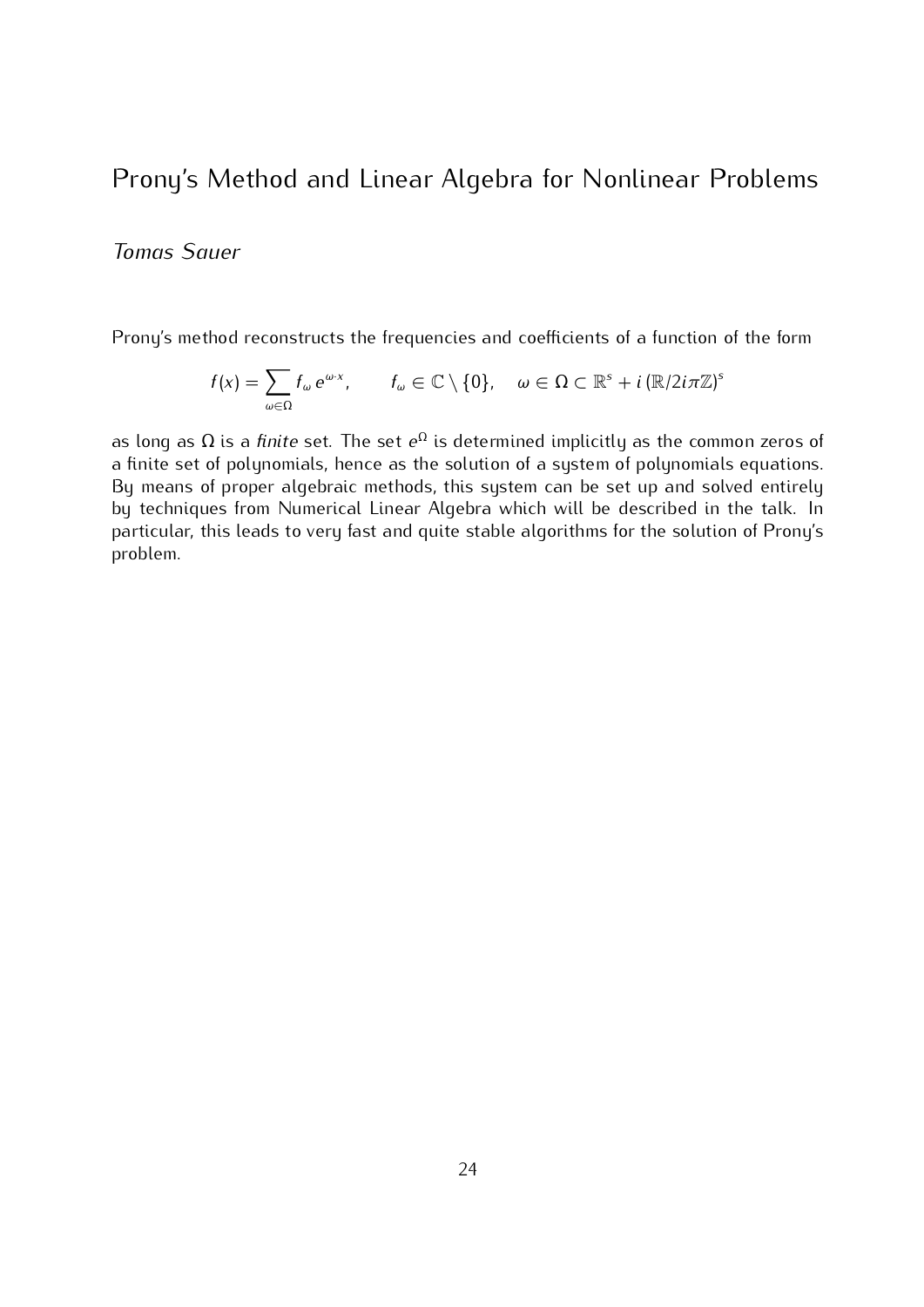# Prony's Method and Linear Algebra for Nonlinear Problems

*Tomas Sauer*

Prony's method reconstructs the frequencies and coefficients of a function of the form

$$f(x) = \sum_{\omega \in \Omega} f_\omega \, e^{\omega \cdot x}, \qquad f_\omega \in \mathbb{C} \setminus \{0\}, \quad \omega \in \Omega \subset \mathbb{R}^s + i \, (\mathbb{R}/2i\pi\mathbb{Z})^s$$

as long as $\Omega$ is a *finite* set. The set $e^\Omega$ is determined implicitly as the common zeros of a finite set of polynomials, hence as the solution of a system of polynomials equations. By means of proper algebraic methods, this system can be set up and solved entirely by techniques from Numerical Linear Algebra which will be described in the talk. In particular, this leads to very fast and quite stable algorithms for the solution of Prony's problem.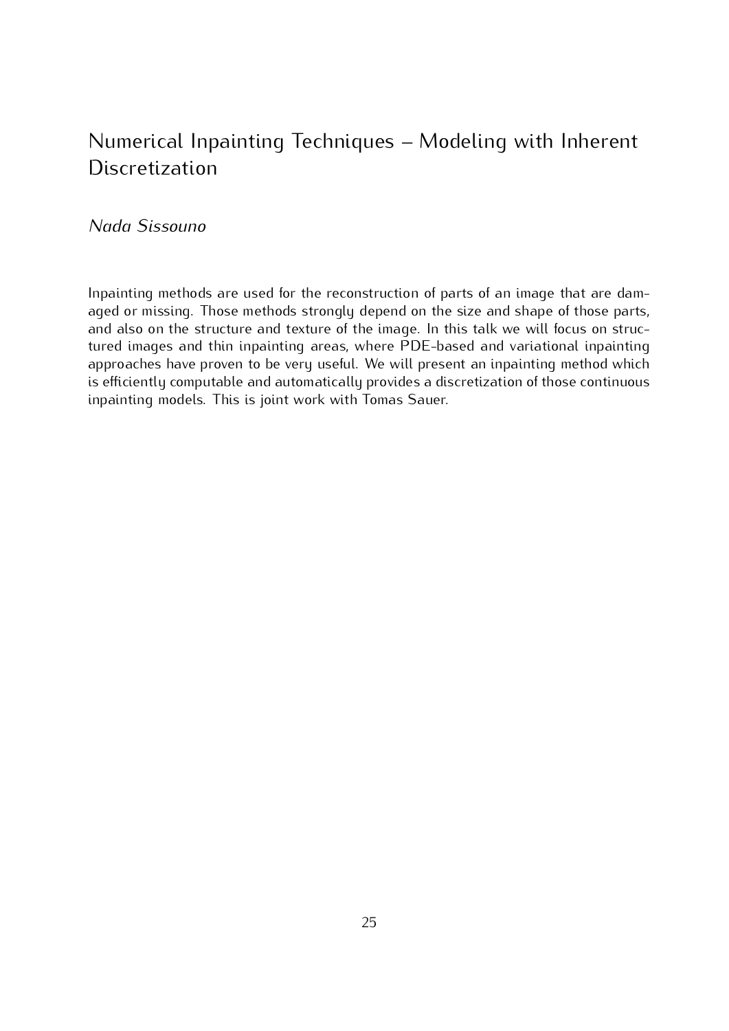# Numerical Inpainting Techniques – Modeling with Inherent Discretization

*Nada Sissouno*

Inpainting methods are used for the reconstruction of parts of an image that are damaged or missing. Those methods strongly depend on the size and shape of those parts, and also on the structure and texture of the image. In this talk we will focus on structured images and thin inpainting areas, where PDE-based and variational inpainting approaches have proven to be very useful. We will present an inpainting method which is efficiently computable and automatically provides a discretization of those continuous inpainting models. This is joint work with Tomas Sauer.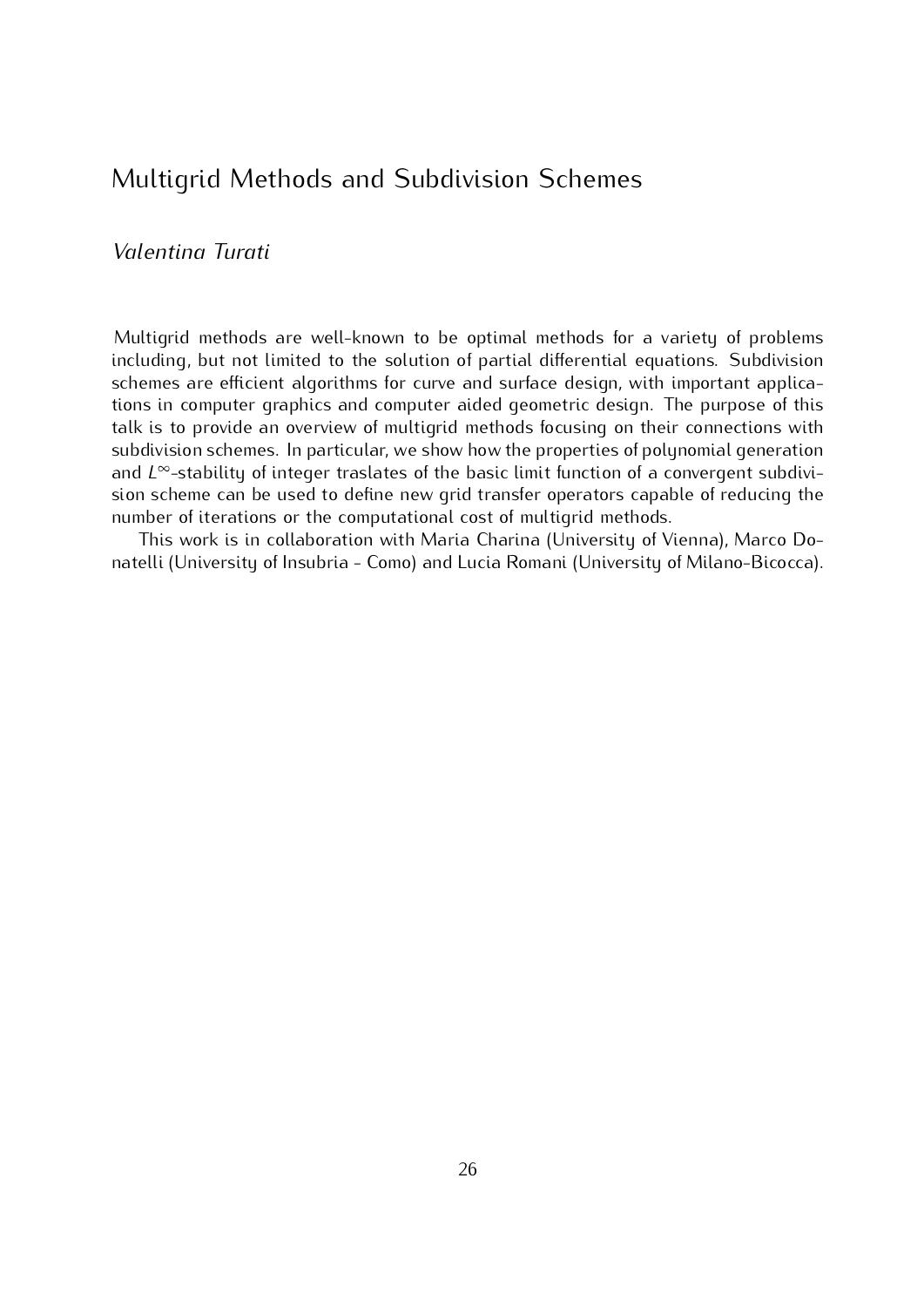# Multigrid Methods and Subdivision Schemes

*Valentina Turati*

Multigrid methods are well-known to be optimal methods for a variety of problems including, but not limited to the solution of partial differential equations. Subdivision schemes are efficient algorithms for curve and surface design, with important applications in computer graphics and computer aided geometric design. The purpose of this talk is to provide an overview of multigrid methods focusing on their connections with subdivision schemes. In particular, we show how the properties of polynomial generation and $L^{\infty}$-stability of integer traslates of the basic limit function of a convergent subdivision scheme can be used to define new grid transfer operators capable of reducing the number of iterations or the computational cost of multigrid methods.

This work is in collaboration with Maria Charina (University of Vienna), Marco Donatelli (University of Insubria - Como) and Lucia Romani (University of Milano-Bicocca).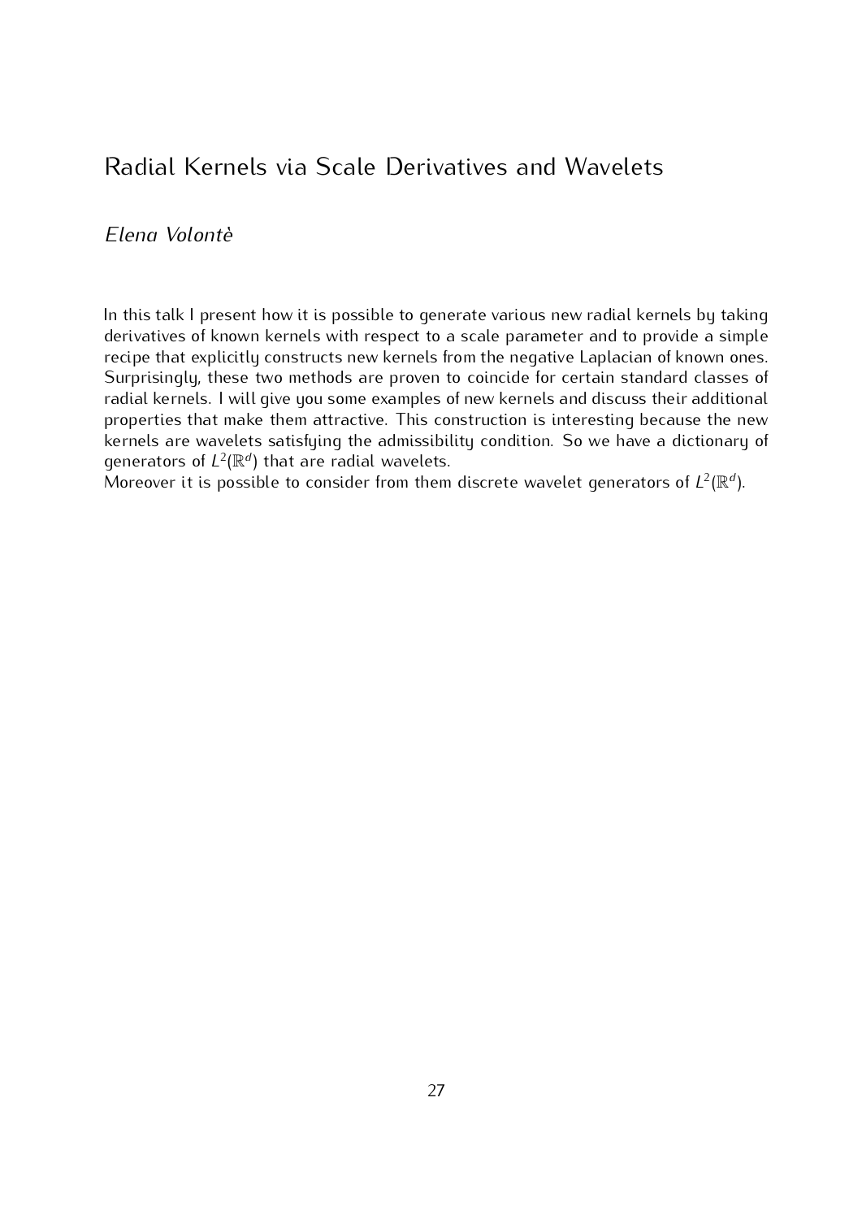# Radial Kernels via Scale Derivatives and Wavelets

*Elena Volontè*

In this talk I present how it is possible to generate various new radial kernels by taking derivatives of known kernels with respect to a scale parameter and to provide a simple recipe that explicitly constructs new kernels from the negative Laplacian of known ones. Surprisingly, these two methods are proven to coincide for certain standard classes of radial kernels. I will give you some examples of new kernels and discuss their additional properties that make them attractive. This construction is interesting because the new kernels are wavelets satisfying the admissibility condition. So we have a dictionary of generators of $L^2(\mathbb{R}^d)$ that are radial wavelets.
Moreover it is possible to consider from them discrete wavelet generators of $L^2(\mathbb{R}^d)$.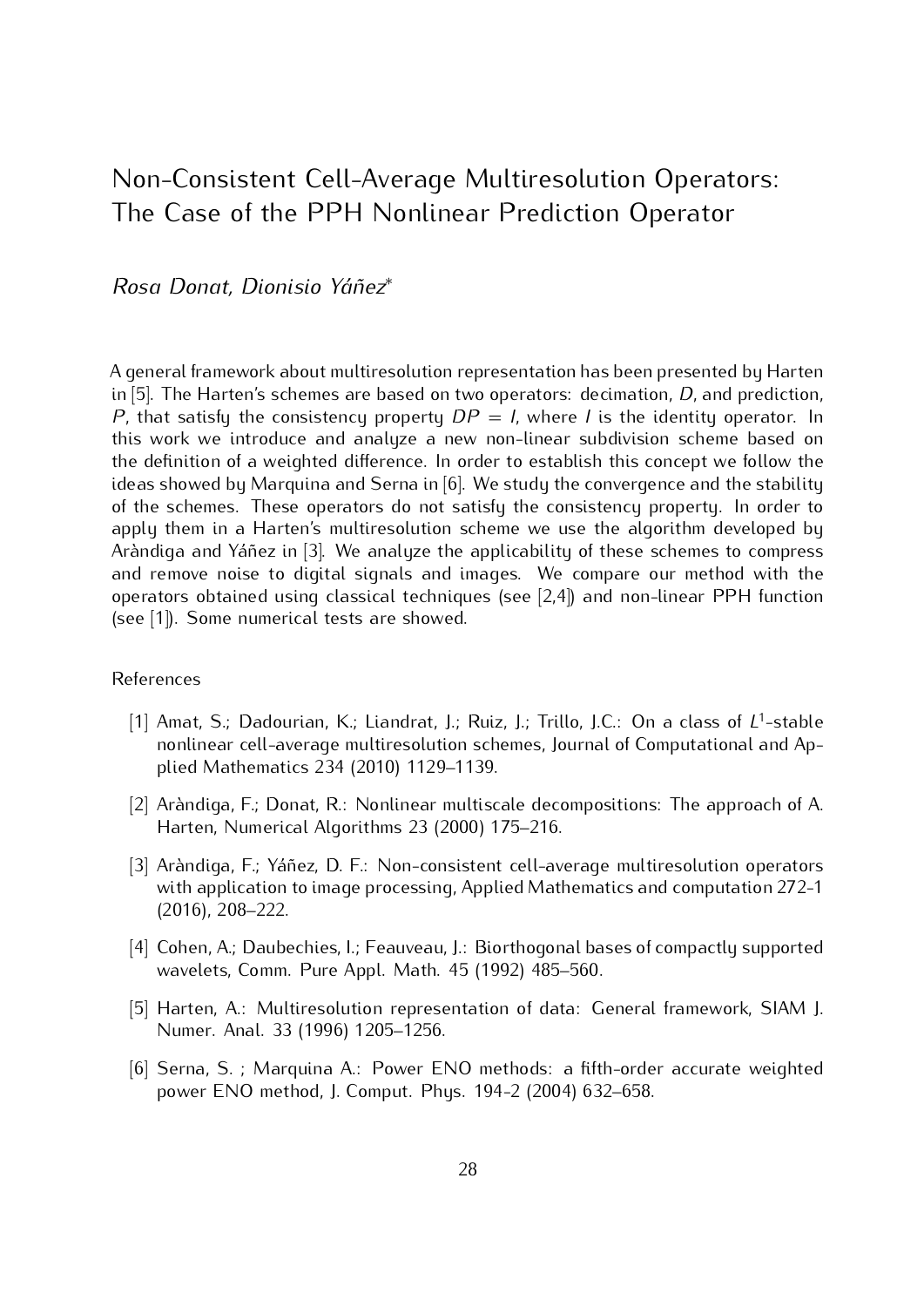# Non-Consistent Cell-Average Multiresolution Operators: The Case of the PPH Nonlinear Prediction Operator

*Rosa Donat, Dionisio Yáñez**

A general framework about multiresolution representation has been presented by Harten in [5]. The Harten's schemes are based on two operators: decimation, $D$, and prediction, $P$, that satisfy the consistency property $DP = I$, where $I$ is the identity operator. In this work we introduce and analyze a new non-linear subdivision scheme based on the definition of a weighted difference. In order to establish this concept we follow the ideas showed by Marquina and Serna in [6]. We study the convergence and the stability of the schemes. These operators do not satisfy the consistency property. In order to apply them in a Harten's multiresolution scheme we use the algorithm developed by Aràndiga and Yáñez in [3]. We analyze the applicability of these schemes to compress and remove noise to digital signals and images. We compare our method with the operators obtained using classical techniques (see [2,4]) and non-linear PPH function (see [1]). Some numerical tests are showed.

References

[1] Amat, S.; Dadourian, K.; Liandrat, J.; Ruiz, J.; Trillo, J.C.: On a class of $L^1$-stable nonlinear cell-average multiresolution schemes, Journal of Computational and Applied Mathematics 234 (2010) 1129–1139.

[2] Aràndiga, F.; Donat, R.: Nonlinear multiscale decompositions: The approach of A. Harten, Numerical Algorithms 23 (2000) 175–216.

[3] Aràndiga, F.; Yáñez, D. F.: Non-consistent cell-average multiresolution operators with application to image processing, Applied Mathematics and computation 272-1 (2016), 208–222.

[4] Cohen, A.; Daubechies, I.; Feauveau, J.: Biorthogonal bases of compactly supported wavelets, Comm. Pure Appl. Math. 45 (1992) 485–560.

[5] Harten, A.: Multiresolution representation of data: General framework, SIAM J. Numer. Anal. 33 (1996) 1205–1256.

[6] Serna, S. ; Marquina A.: Power ENO methods: a fifth-order accurate weighted power ENO method, J. Comput. Phys. 194-2 (2004) 632–658.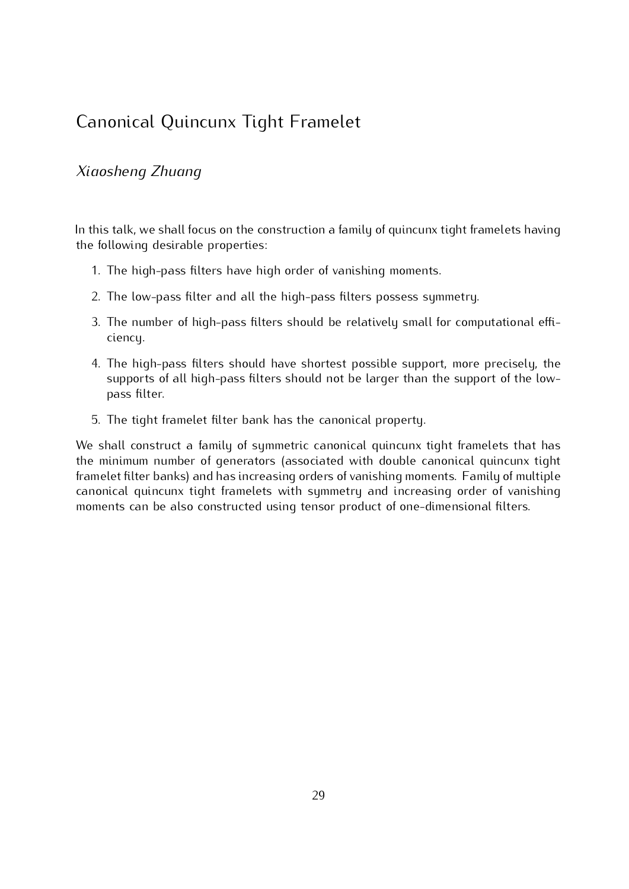# Canonical Quincunx Tight Framelet

*Xiaosheng Zhuang*

In this talk, we shall focus on the construction a family of quincunx tight framelets having the following desirable properties:

1. The high-pass filters have high order of vanishing moments.
2. The low-pass filter and all the high-pass filters possess symmetry.
3. The number of high-pass filters should be relatively small for computational efficiency.
4. The high-pass filters should have shortest possible support, more precisely, the supports of all high-pass filters should not be larger than the support of the low-pass filter.
5. The tight framelet filter bank has the canonical property.

We shall construct a family of symmetric canonical quincunx tight framelets that has the minimum number of generators (associated with double canonical quincunx tight framelet filter banks) and has increasing orders of vanishing moments. Family of multiple canonical quincunx tight framelets with symmetry and increasing order of vanishing moments can be also constructed using tensor product of one-dimensional filters.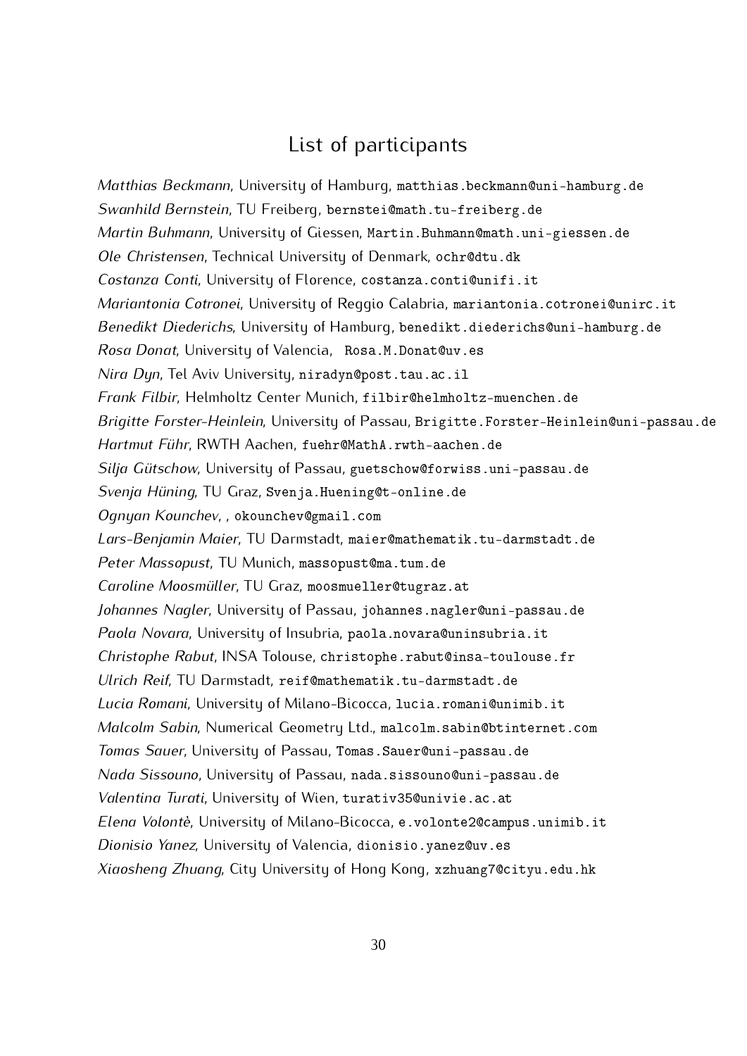# List of participants

*Matthias Beckmann*, University of Hamburg, matthias.beckmann@uni-hamburg.de

*Swanhild Bernstein*, TU Freiberg, bernstei@math.tu-freiberg.de

*Martin Buhmann*, University of Giessen, Martin.Buhmann@math.uni-giessen.de

*Ole Christensen*, Technical University of Denmark, ochr@dtu.dk

*Costanza Conti*, University of Florence, costanza.conti@unifi.it

*Mariantonia Cotronei*, University of Reggio Calabria, mariantonia.cotronei@unirc.it

*Benedikt Diederichs*, University of Hamburg, benedikt.diederichs@uni-hamburg.de

*Rosa Donat*, University of Valencia, Rosa.M.Donat@uv.es

*Nira Dyn*, Tel Aviv University, niradyn@post.tau.ac.il

*Frank Filbir*, Helmholtz Center Munich, filbir@helmholtz-muenchen.de

*Brigitte Forster-Heinlein*, University of Passau, Brigitte.Forster-Heinlein@uni-passau.de

*Hartmut Führ*, RWTH Aachen, fuehr@MathA.rwth-aachen.de

*Silja Gütschow*, University of Passau, guetschow@forwiss.uni-passau.de

*Svenja Hüning*, TU Graz, Svenja.Huening@t-online.de

*Ognyan Kounchev*, , okounchev@gmail.com

*Lars-Benjamin Maier*, TU Darmstadt, maier@mathematik.tu-darmstadt.de

*Peter Massopust*, TU Munich, massopust@ma.tum.de

*Caroline Moosmüller*, TU Graz, moosmueller@tugraz.at

*Johannes Nagler*, University of Passau, johannes.nagler@uni-passau.de

*Paola Novara*, University of Insubria, paola.novara@uninsubria.it

*Christophe Rabut*, INSA Tolouse, christophe.rabut@insa-toulouse.fr

*Ulrich Reif*, TU Darmstadt, reif@mathematik.tu-darmstadt.de

*Lucia Romani*, University of Milano-Bicocca, lucia.romani@unimib.it

*Malcolm Sabin*, Numerical Geometry Ltd., malcolm.sabin@btinternet.com

*Tomas Sauer*, University of Passau, Tomas.Sauer@uni-passau.de

*Nada Sissouno*, University of Passau, nada.sissouno@uni-passau.de

*Valentina Turati*, University of Wien, turativ35@univie.ac.at

*Elena Volontè*, University of Milano-Bicocca, e.volonte2@campus.unimib.it

*Dionisio Yanez*, University of Valencia, dionisio.yanez@uv.es

*Xiaosheng Zhuang*, City University of Hong Kong, xzhuang7@cityu.edu.hk